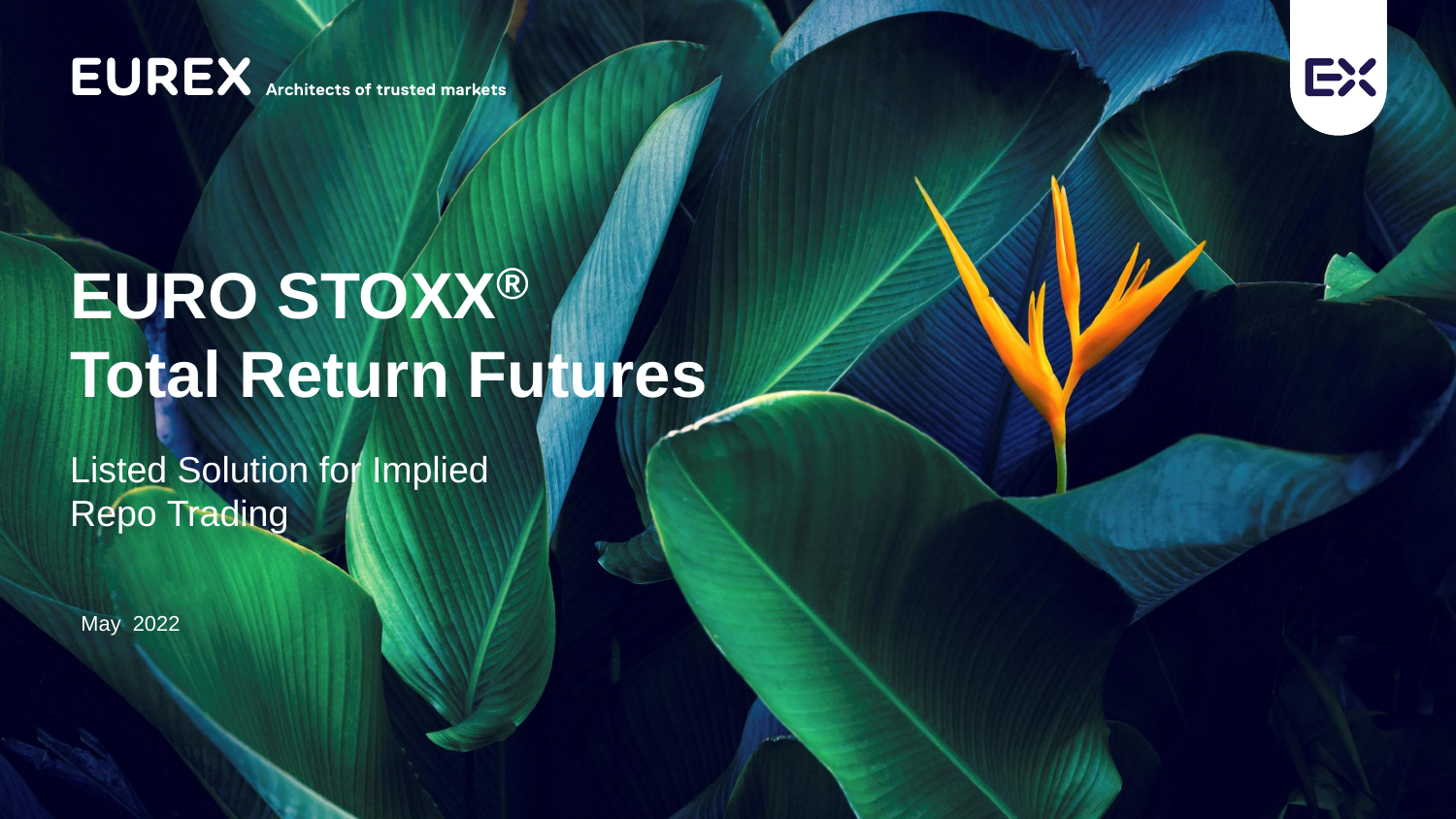EUREX Architects of trusted markets

# EURO STOXX® Total Return Futures

## Listed Solution for Implied Repo Trading

May 2022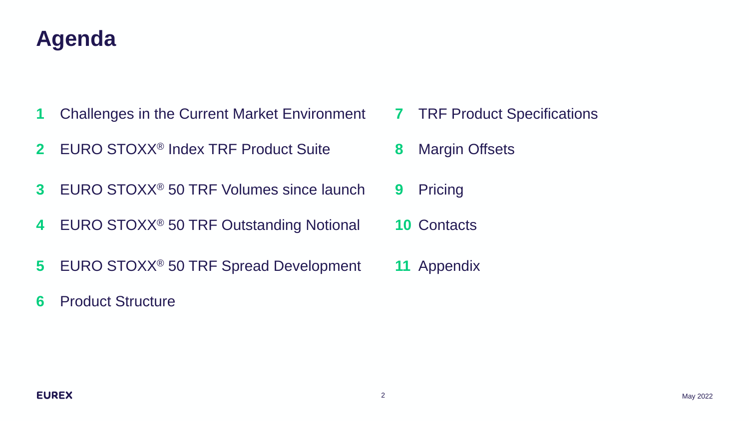# Agenda

1. Challenges in the Current Market Environment
2. EURO STOXX® Index TRF Product Suite
3. EURO STOXX® 50 TRF Volumes since launch
4. EURO STOXX® 50 TRF Outstanding Notional
5. EURO STOXX® 50 TRF Spread Development
6. Product Structure
7. TRF Product Specifications
8. Margin Offsets
9. Pricing
10. Contacts
11. Appendix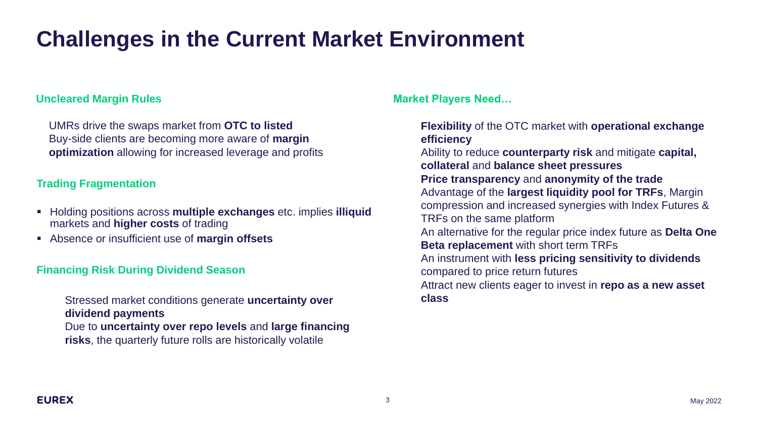# Challenges in the Current Market Environment

## Uncleared Margin Rules

UMRs drive the swaps market from **OTC to listed**

Buy-side clients are becoming more aware of **margin optimization** allowing for increased leverage and profits

## Trading Fragmentation

- Holding positions across **multiple exchanges** etc. implies **illiquid** markets and **higher costs** of trading
- Absence or insufficient use of **margin offsets**

## Financing Risk During Dividend Season

Stressed market conditions generate **uncertainty over dividend payments**

Due to **uncertainty over repo levels** and **large financing risks**, the quarterly future rolls are historically volatile

## Market Players Need…

**Flexibility** of the OTC market with **operational exchange efficiency**

Ability to reduce **counterparty risk** and mitigate **capital, collateral** and **balance sheet pressures**

**Price transparency** and **anonymity of the trade**

Advantage of the **largest liquidity pool for TRFs**, Margin compression and increased synergies with Index Futures & TRFs on the same platform

An alternative for the regular price index future as **Delta One Beta replacement** with short term TRFs

An instrument with **less pricing sensitivity to dividends** compared to price return futures

Attract new clients eager to invest in **repo as a new asset class**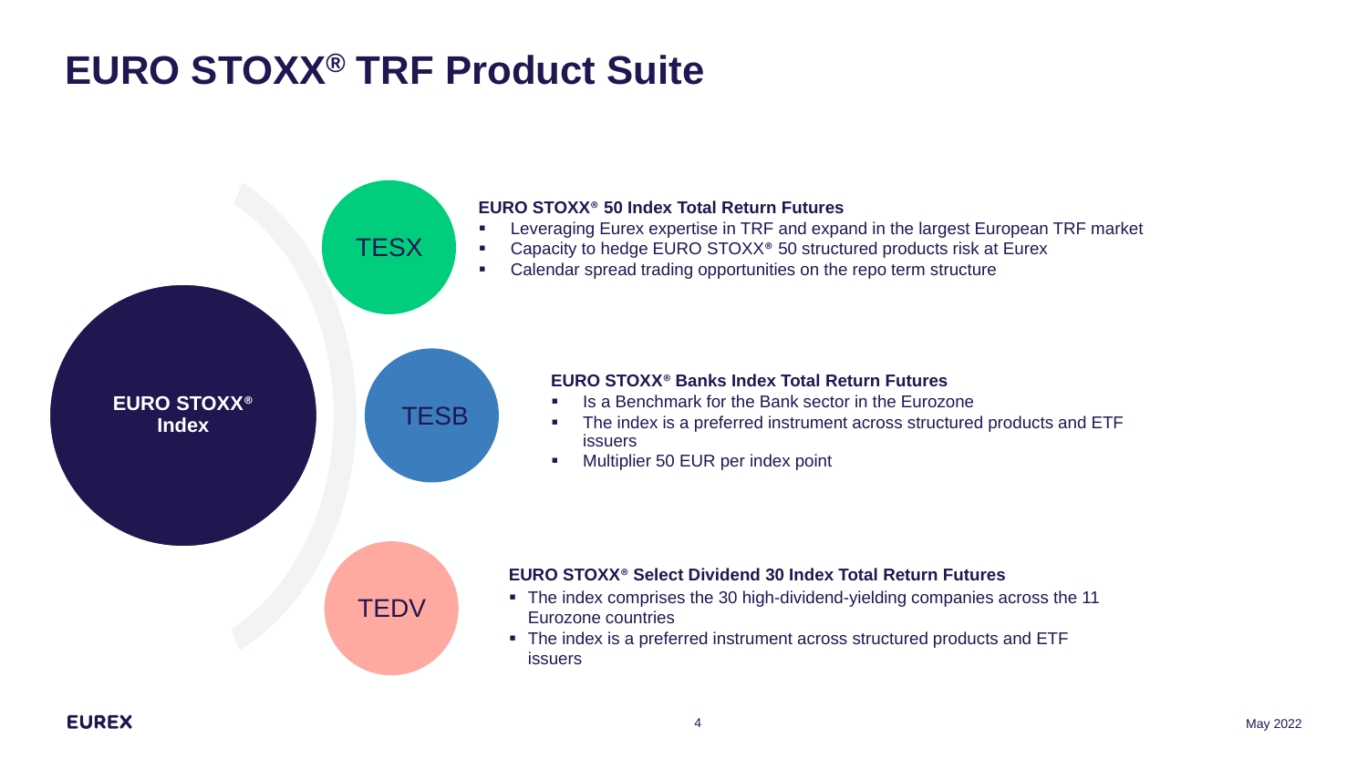# EURO STOXX® TRF Product Suite

**EURO STOXX® Index**

TESX

**EURO STOXX® 50 Index Total Return Futures**

- Leveraging Eurex expertise in TRF and expand in the largest European TRF market
- Capacity to hedge EURO STOXX® 50 structured products risk at Eurex
- Calendar spread trading opportunities on the repo term structure

TESB

**EURO STOXX® Banks Index Total Return Futures**

- Is a Benchmark for the Bank sector in the Eurozone
- The index is a preferred instrument across structured products and ETF issuers
- Multiplier 50 EUR per index point

TEDV

**EURO STOXX® Select Dividend 30 Index Total Return Futures**

- The index comprises the 30 high-dividend-yielding companies across the 11 Eurozone countries
- The index is a preferred instrument across structured products and ETF issuers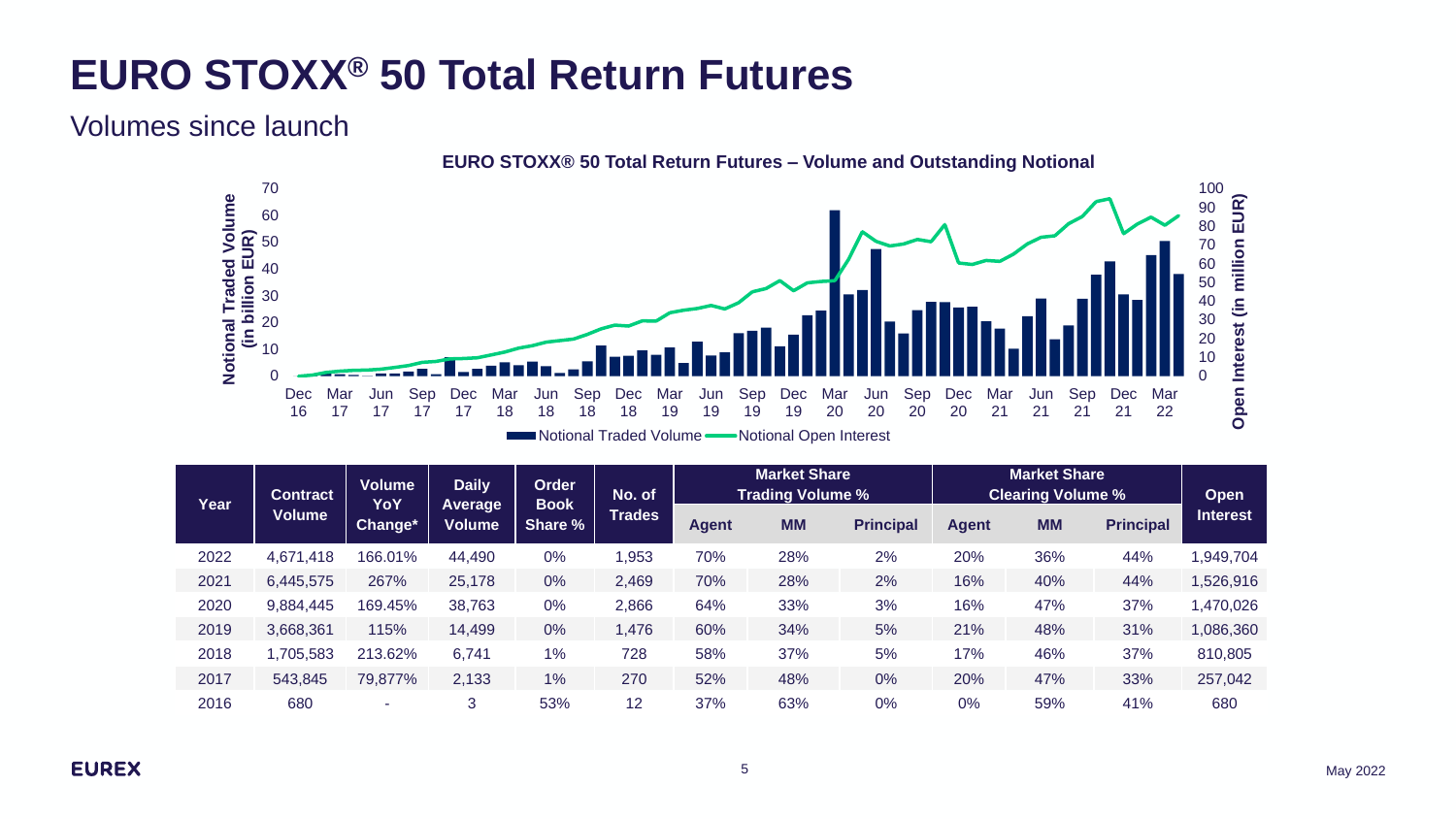# EURO STOXX® 50 Total Return Futures

## Volumes since launch

**EURO STOXX® 50 Total Return Futures – Volume and Outstanding Notional**

| Year | Contract Volume | Volume YoY Change* | Daily Average Volume | Order Book Share % | No. of Trades | Market Share Trading Volume % | | | Market Share Clearing Volume % | | | Open Interest |
|---|---|---|---|---|---|---|---|---|---|---|---|---|
| | | | | | | Agent | MM | Principal | Agent | MM | Principal | |
| 2022 | 4,671,418 | 166.01% | 44,490 | 0% | 1,953 | 70% | 28% | 2% | 20% | 36% | 44% | 1,949,704 |
| 2021 | 6,445,575 | 267% | 25,178 | 0% | 2,469 | 70% | 28% | 2% | 16% | 40% | 44% | 1,526,916 |
| 2020 | 9,884,445 | 169.45% | 38,763 | 0% | 2,866 | 64% | 33% | 3% | 16% | 47% | 37% | 1,470,026 |
| 2019 | 3,668,361 | 115% | 14,499 | 0% | 1,476 | 60% | 34% | 5% | 21% | 48% | 31% | 1,086,360 |
| 2018 | 1,705,583 | 213.62% | 6,741 | 1% | 728 | 58% | 37% | 5% | 17% | 46% | 37% | 810,805 |
| 2017 | 543,845 | 79,877% | 2,133 | 1% | 270 | 52% | 48% | 0% | 20% | 47% | 33% | 257,042 |
| 2016 | 680 | - | 3 | 53% | 12 | 37% | 63% | 0% | 0% | 59% | 41% | 680 |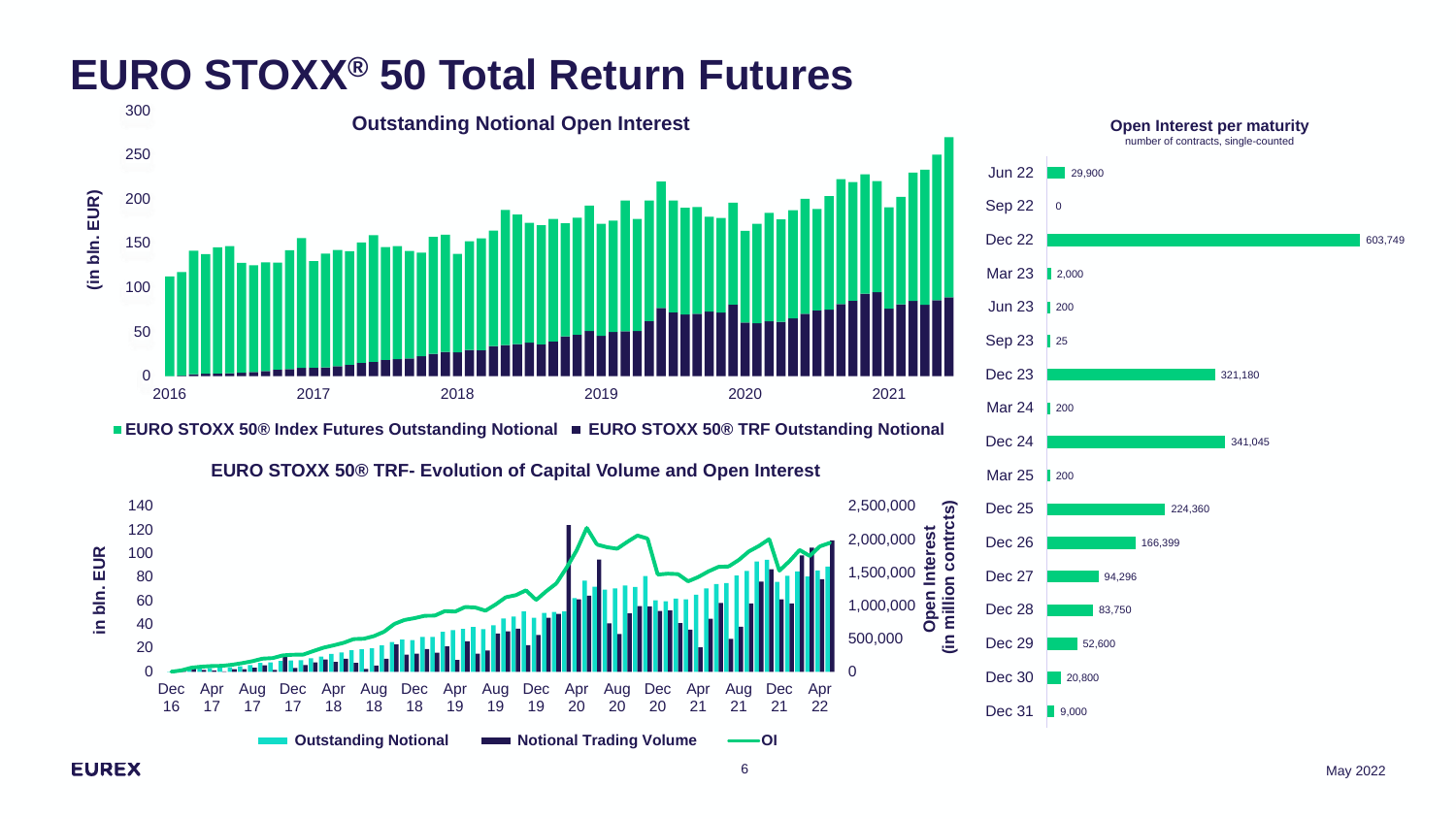# EURO STOXX® 50 Total Return Futures

**Outstanding Notional Open Interest**

(in bln. EUR)

■ EURO STOXX 50® Index Futures Outstanding Notional ■ EURO STOXX 50® TRF Outstanding Notional

**EURO STOXX 50® TRF- Evolution of Capital Volume and Open Interest**

Outstanding Notional | Notional Trading Volume | OI

**Open Interest per maturity**

number of contracts, single-counted

| Maturity | Open Interest |
|---|---|
| Jun 22 | 29,900 |
| Sep 22 | 0 |
| Dec 22 | 603,749 |
| Mar 23 | 2,000 |
| Jun 23 | 200 |
| Sep 23 | 25 |
| Dec 23 | 321,180 |
| Mar 24 | 200 |
| Dec 24 | 341,045 |
| Mar 25 | 200 |
| Dec 25 | 224,360 |
| Dec 26 | 166,399 |
| Dec 27 | 94,296 |
| Dec 28 | 83,750 |
| Dec 29 | 52,600 |
| Dec 30 | 20,800 |
| Dec 31 | 9,000 |

EUREX

May 2022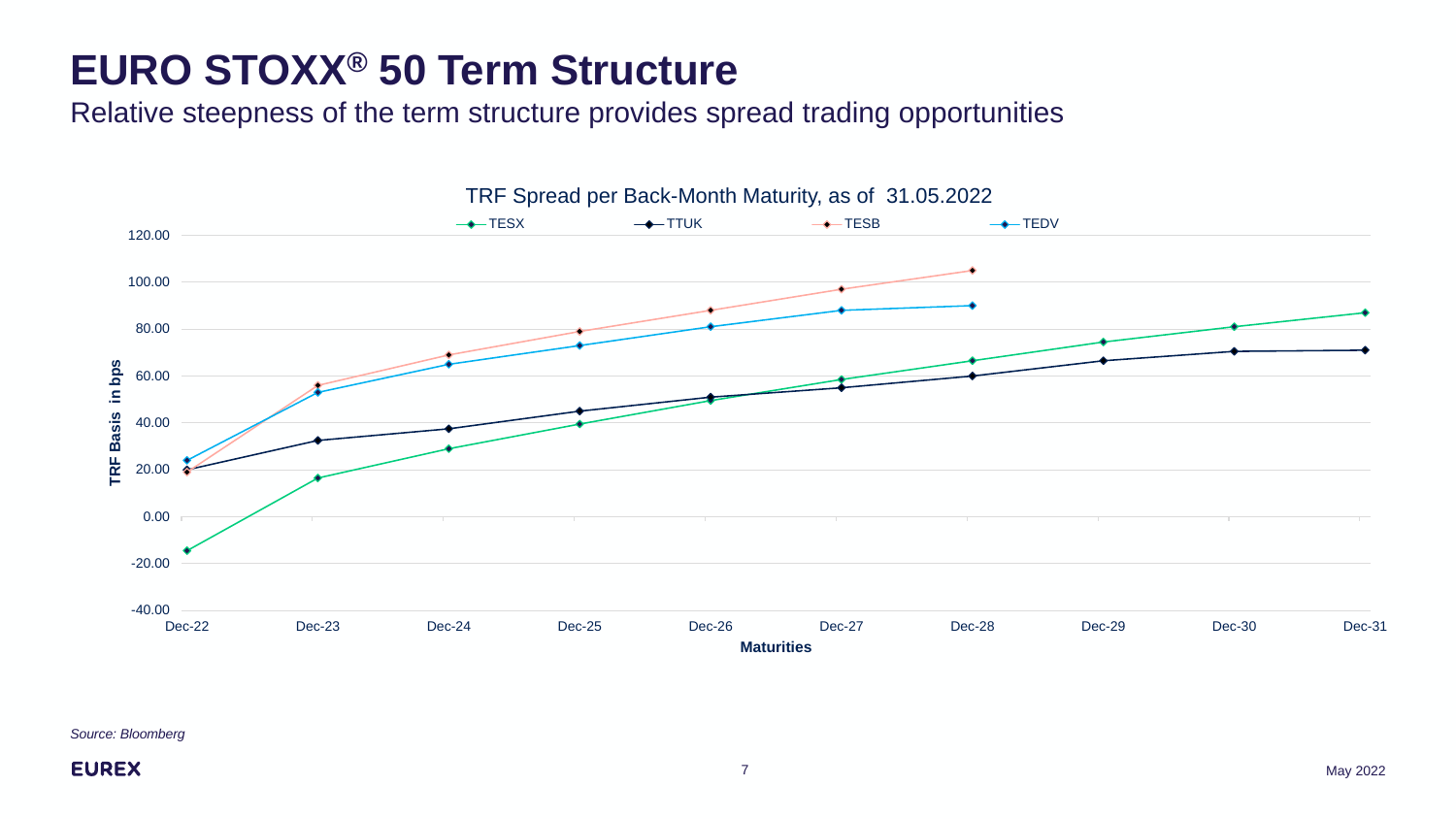# EURO STOXX® 50 Term Structure

Relative steepness of the term structure provides spread trading opportunities

TRF Spread per Back-Month Maturity, as of 31.05.2022

*Source: Bloomberg*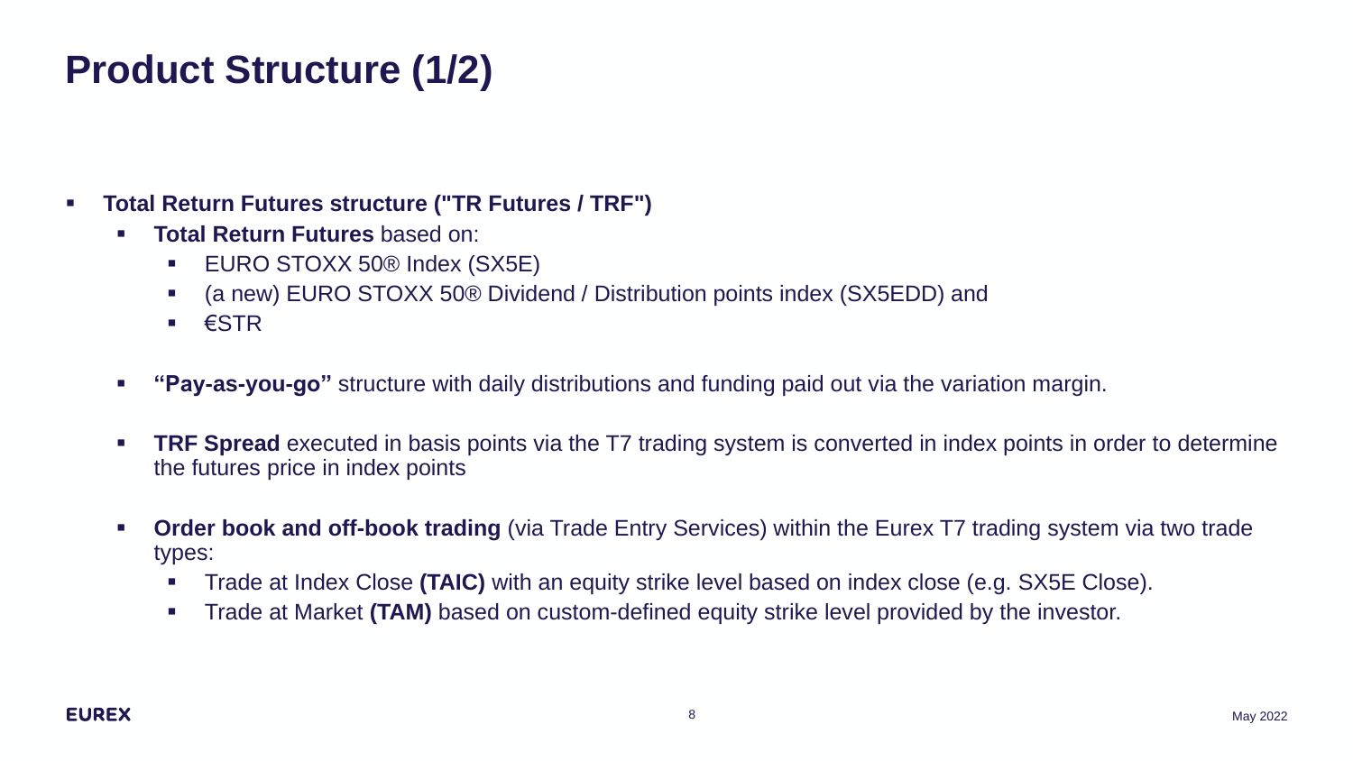# Product Structure (1/2)

- **Total Return Futures structure ("TR Futures / TRF")**
  - **Total Return Futures** based on:
    - EURO STOXX 50® Index (SX5E)
    - (a new) EURO STOXX 50® Dividend / Distribution points index (SX5EDD) and
    - €STR
  - **"Pay-as-you-go"** structure with daily distributions and funding paid out via the variation margin.
  - **TRF Spread** executed in basis points via the T7 trading system is converted in index points in order to determine the futures price in index points
  - **Order book and off-book trading** (via Trade Entry Services) within the Eurex T7 trading system via two trade types:
    - Trade at Index Close **(TAIC)** with an equity strike level based on index close (e.g. SX5E Close).
    - Trade at Market **(TAM)** based on custom-defined equity strike level provided by the investor.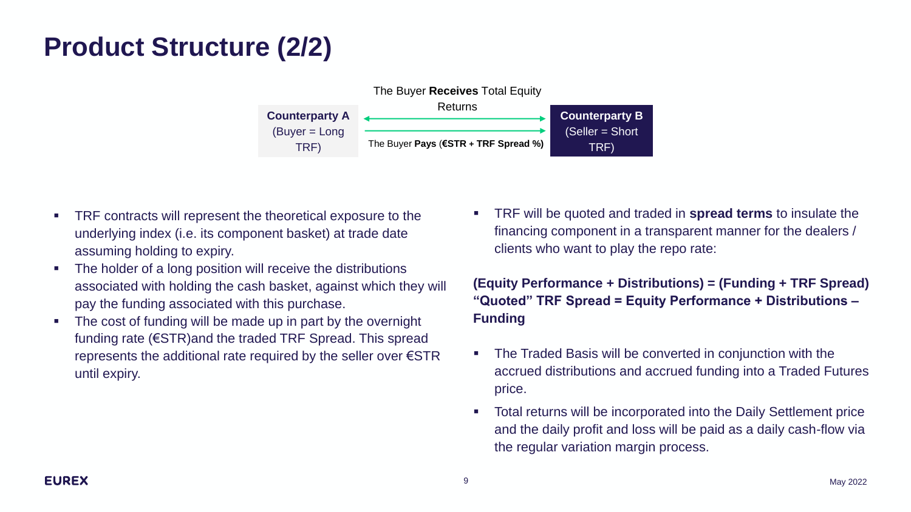# Product Structure (2/2)

**Counterparty A** (Buyer = Long TRF)

The Buyer **Receives** Total Equity Returns

The Buyer **Pays** (**€STR + TRF Spread %)**

**Counterparty B** (Seller = Short TRF)

- TRF contracts will represent the theoretical exposure to the underlying index (i.e. its component basket) at trade date assuming holding to expiry.
- The holder of a long position will receive the distributions associated with holding the cash basket, against which they will pay the funding associated with this purchase.
- The cost of funding will be made up in part by the overnight funding rate (€STR)and the traded TRF Spread. This spread represents the additional rate required by the seller over €STR until expiry.

- TRF will be quoted and traded in **spread terms** to insulate the financing component in a transparent manner for the dealers / clients who want to play the repo rate:

**(Equity Performance + Distributions) = (Funding + TRF Spread)**
**"Quoted" TRF Spread = Equity Performance + Distributions – Funding**

- The Traded Basis will be converted in conjunction with the accrued distributions and accrued funding into a Traded Futures price.
- Total returns will be incorporated into the Daily Settlement price and the daily profit and loss will be paid as a daily cash-flow via the regular variation margin process.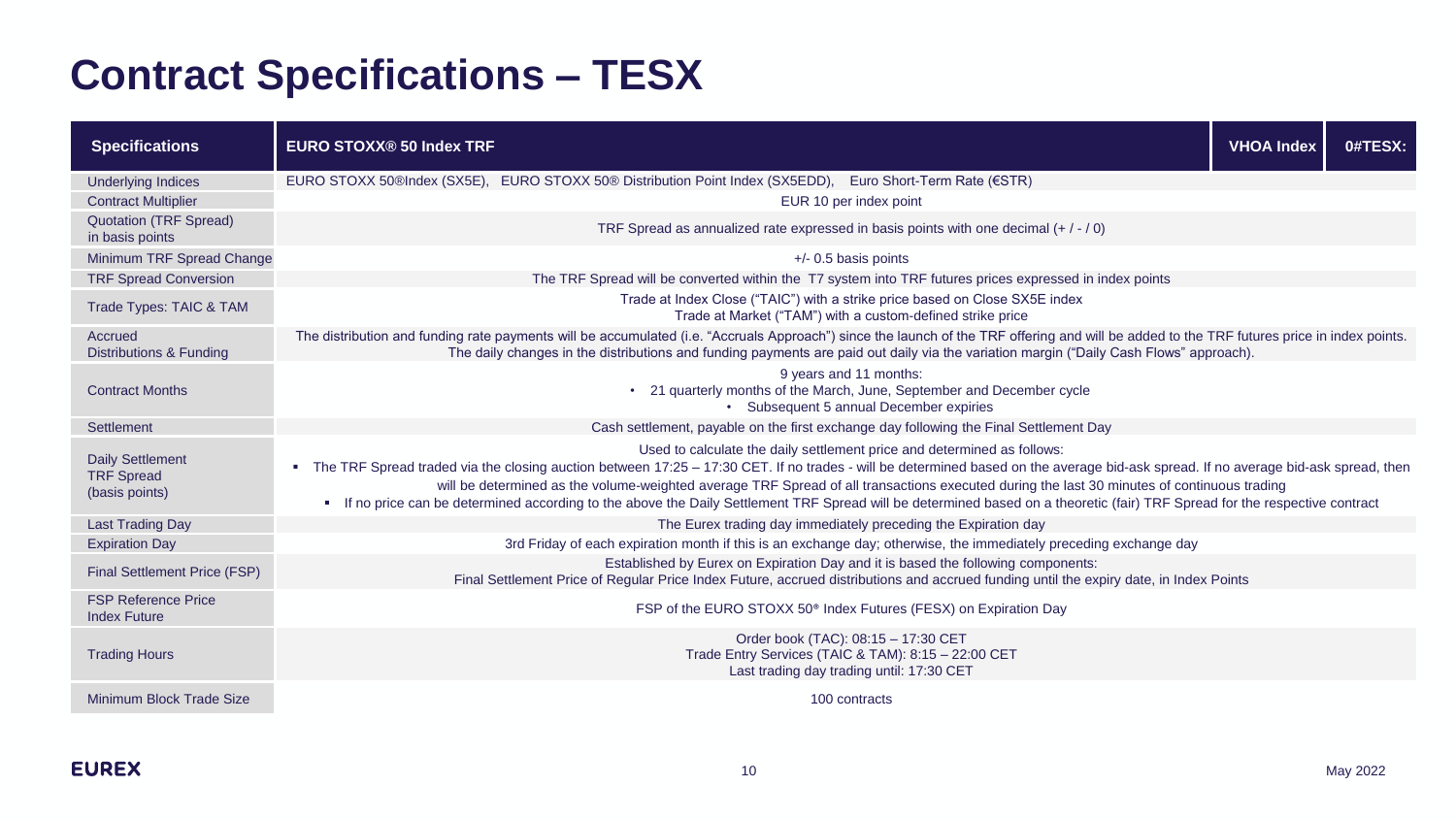# Contract Specifications – TESX

| Specifications | EURO STOXX® 50 Index TRF | VHOA Index | 0#TESX: |
|---|---|---|---|
| Underlying Indices | EURO STOXX 50®Index (SX5E), EURO STOXX 50® Distribution Point Index (SX5EDD), Euro Short-Term Rate (€STR) | | |
| Contract Multiplier | EUR 10 per index point | | |
| Quotation (TRF Spread) in basis points | TRF Spread as annualized rate expressed in basis points with one decimal (+ / - / 0) | | |
| Minimum TRF Spread Change | +/- 0.5 basis points | | |
| TRF Spread Conversion | The TRF Spread will be converted within the T7 system into TRF futures prices expressed in index points | | |
| Trade Types: TAIC & TAM | Trade at Index Close ("TAIC") with a strike price based on Close SX5E index<br>Trade at Market ("TAM") with a custom-defined strike price | | |
| Accrued Distributions & Funding | The distribution and funding rate payments will be accumulated (i.e. "Accruals Approach") since the launch of the TRF offering and will be added to the TRF futures price in index points. The daily changes in the distributions and funding payments are paid out daily via the variation margin ("Daily Cash Flows" approach). | | |
| Contract Months | 9 years and 11 months:<br>• 21 quarterly months of the March, June, September and December cycle<br>• Subsequent 5 annual December expiries | | |
| Settlement | Cash settlement, payable on the first exchange day following the Final Settlement Day | | |
| Daily Settlement TRF Spread (basis points) | Used to calculate the daily settlement price and determined as follows:<br>▪ The TRF Spread traded via the closing auction between 17:25 – 17:30 CET. If no trades - will be determined based on the average bid-ask spread. If no average bid-ask spread, then will be determined as the volume-weighted average TRF Spread of all transactions executed during the last 30 minutes of continuous trading<br>▪ If no price can be determined according to the above the Daily Settlement TRF Spread will be determined based on a theoretic (fair) TRF Spread for the respective contract | | |
| Last Trading Day | The Eurex trading day immediately preceding the Expiration day | | |
| Expiration Day | 3rd Friday of each expiration month if this is an exchange day; otherwise, the immediately preceding exchange day | | |
| Final Settlement Price (FSP) | Established by Eurex on Expiration Day and it is based the following components:<br>Final Settlement Price of Regular Price Index Future, accrued distributions and accrued funding until the expiry date, in Index Points | | |
| FSP Reference Price Index Future | FSP of the EURO STOXX 50® Index Futures (FESX) on Expiration Day | | |
| Trading Hours | Order book (TAC): 08:15 – 17:30 CET<br>Trade Entry Services (TAIC & TAM): 8:15 – 22:00 CET<br>Last trading day trading until: 17:30 CET | | |
| Minimum Block Trade Size | 100 contracts | | |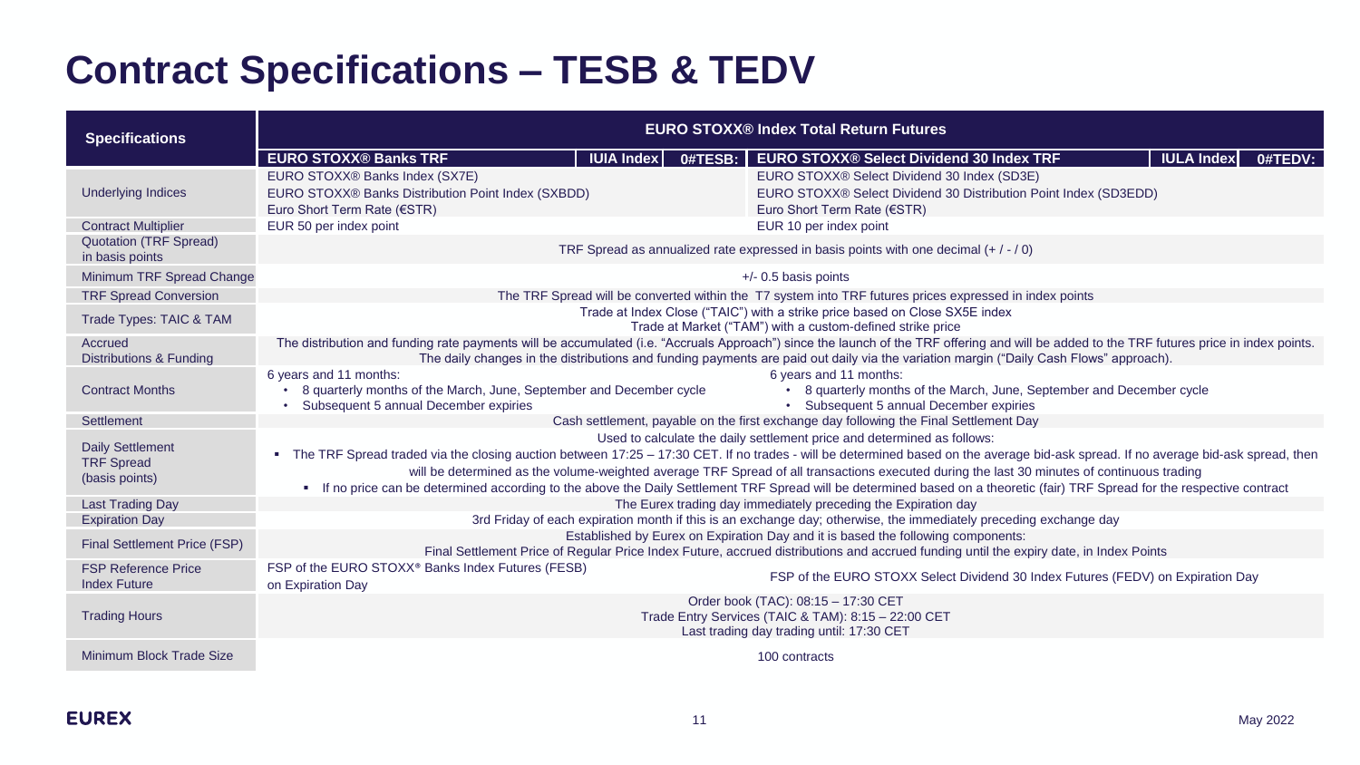# Contract Specifications – TESB & TEDV

| Specifications | EURO STOXX® Index Total Return Futures | |
|---|---|---|
| | **EURO STOXX® Banks TRF** **IUIA Index** **0#TESB:** | **EURO STOXX® Select Dividend 30 Index TRF** **IULA Index** **0#TEDV:** |
| Underlying Indices | EURO STOXX® Banks Index (SX7E)<br>EURO STOXX® Banks Distribution Point Index (SXBDD)<br>Euro Short Term Rate (€STR) | EURO STOXX® Select Dividend 30 Index (SD3E)<br>EURO STOXX® Select Dividend 30 Distribution Point Index (SD3EDD)<br>Euro Short Term Rate (€STR) |
| Contract Multiplier | EUR 50 per index point | EUR 10 per index point |
| Quotation (TRF Spread) in basis points | TRF Spread as annualized rate expressed in basis points with one decimal (+ / - / 0) | |
| Minimum TRF Spread Change | +/- 0.5 basis points | |
| TRF Spread Conversion | The TRF Spread will be converted within the T7 system into TRF futures prices expressed in index points | |
| Trade Types: TAIC & TAM | Trade at Index Close ("TAIC") with a strike price based on Close SX5E index<br>Trade at Market ("TAM") with a custom-defined strike price | |
| Accrued Distributions & Funding | The distribution and funding rate payments will be accumulated (i.e. "Accruals Approach") since the launch of the TRF offering and will be added to the TRF futures price in index points. The daily changes in the distributions and funding payments are paid out daily via the variation margin ("Daily Cash Flows" approach). | |
| Contract Months | 6 years and 11 months:<br>• 8 quarterly months of the March, June, September and December cycle<br>• Subsequent 5 annual December expiries | 6 years and 11 months:<br>• 8 quarterly months of the March, June, September and December cycle<br>• Subsequent 5 annual December expiries |
| Settlement | Cash settlement, payable on the first exchange day following the Final Settlement Day | |
| Daily Settlement TRF Spread (basis points) | Used to calculate the daily settlement price and determined as follows:<br>• The TRF Spread traded via the closing auction between 17:25 – 17:30 CET. If no trades - will be determined based on the average bid-ask spread. If no average bid-ask spread, then will be determined as the volume-weighted average TRF Spread of all transactions executed during the last 30 minutes of continuous trading<br>• If no price can be determined according to the above the Daily Settlement TRF Spread will be determined based on a theoretic (fair) TRF Spread for the respective contract | |
| Last Trading Day | The Eurex trading day immediately preceding the Expiration day | |
| Expiration Day | 3rd Friday of each expiration month if this is an exchange day; otherwise, the immediately preceding exchange day | |
| Final Settlement Price (FSP) | Established by Eurex on Expiration Day and it is based the following components:<br>Final Settlement Price of Regular Price Index Future, accrued distributions and accrued funding until the expiry date, in Index Points | |
| FSP Reference Price Index Future | FSP of the EURO STOXX® Banks Index Futures (FESB) on Expiration Day | FSP of the EURO STOXX Select Dividend 30 Index Futures (FEDV) on Expiration Day |
| Trading Hours | Order book (TAC): 08:15 – 17:30 CET<br>Trade Entry Services (TAIC & TAM): 8:15 – 22:00 CET<br>Last trading day trading until: 17:30 CET | |
| Minimum Block Trade Size | 100 contracts | |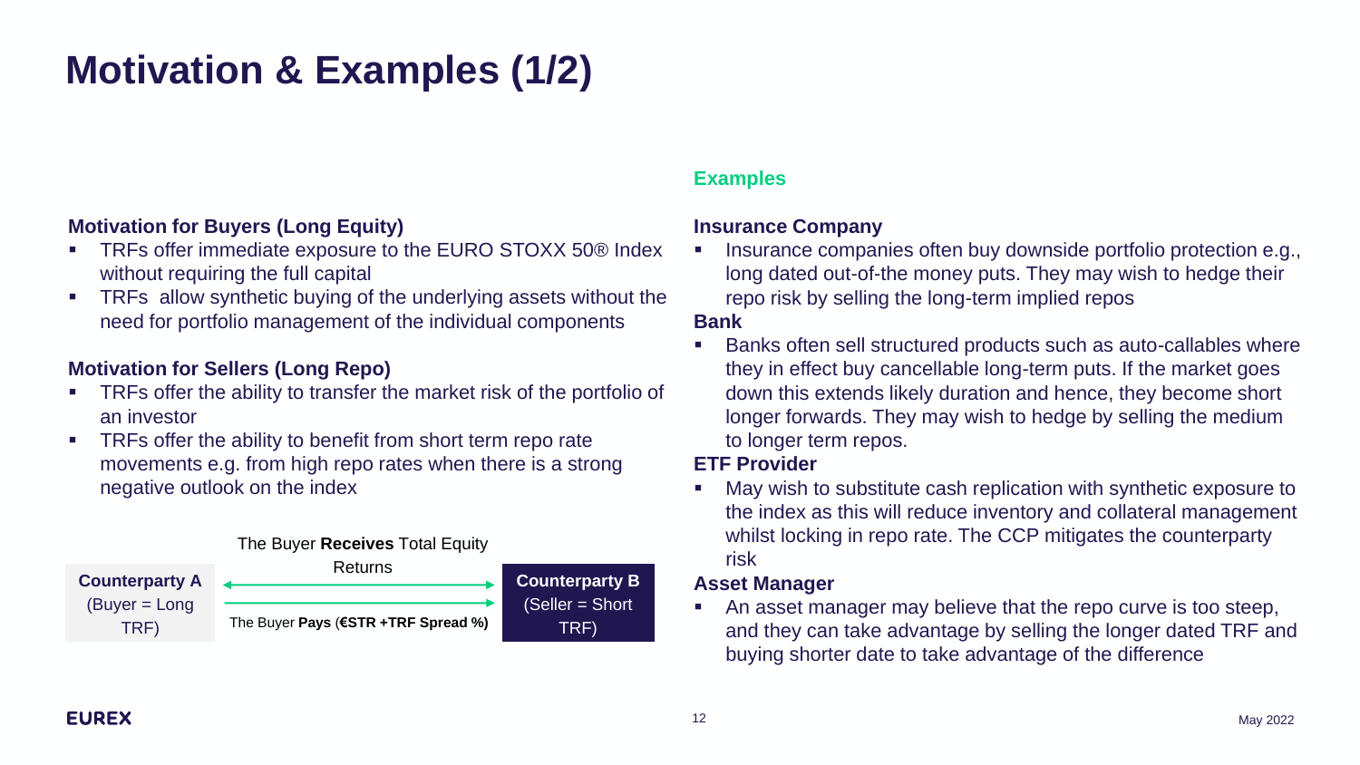# Motivation & Examples (1/2)

### Motivation for Buyers (Long Equity)

- TRFs offer immediate exposure to the EURO STOXX 50® Index without requiring the full capital
- TRFs allow synthetic buying of the underlying assets without the need for portfolio management of the individual components

### Motivation for Sellers (Long Repo)

- TRFs offer the ability to transfer the market risk of the portfolio of an investor
- TRFs offer the ability to benefit from short term repo rate movements e.g. from high repo rates when there is a strong negative outlook on the index

**Counterparty A** (Buyer = Long TRF)

The Buyer **Receives** Total Equity Returns

The Buyer **Pays** (**€STR +TRF Spread %)**

**Counterparty B** (Seller = Short TRF)

## Examples

### Insurance Company

- Insurance companies often buy downside portfolio protection e.g., long dated out-of-the money puts. They may wish to hedge their repo risk by selling the long-term implied repos

### Bank

- Banks often sell structured products such as auto-callables where they in effect buy cancellable long-term puts. If the market goes down this extends likely duration and hence, they become short longer forwards. They may wish to hedge by selling the medium to longer term repos.

### ETF Provider

- May wish to substitute cash replication with synthetic exposure to the index as this will reduce inventory and collateral management whilst locking in repo rate. The CCP mitigates the counterparty risk

### Asset Manager

- An asset manager may believe that the repo curve is too steep, and they can take advantage by selling the longer dated TRF and buying shorter date to take advantage of the difference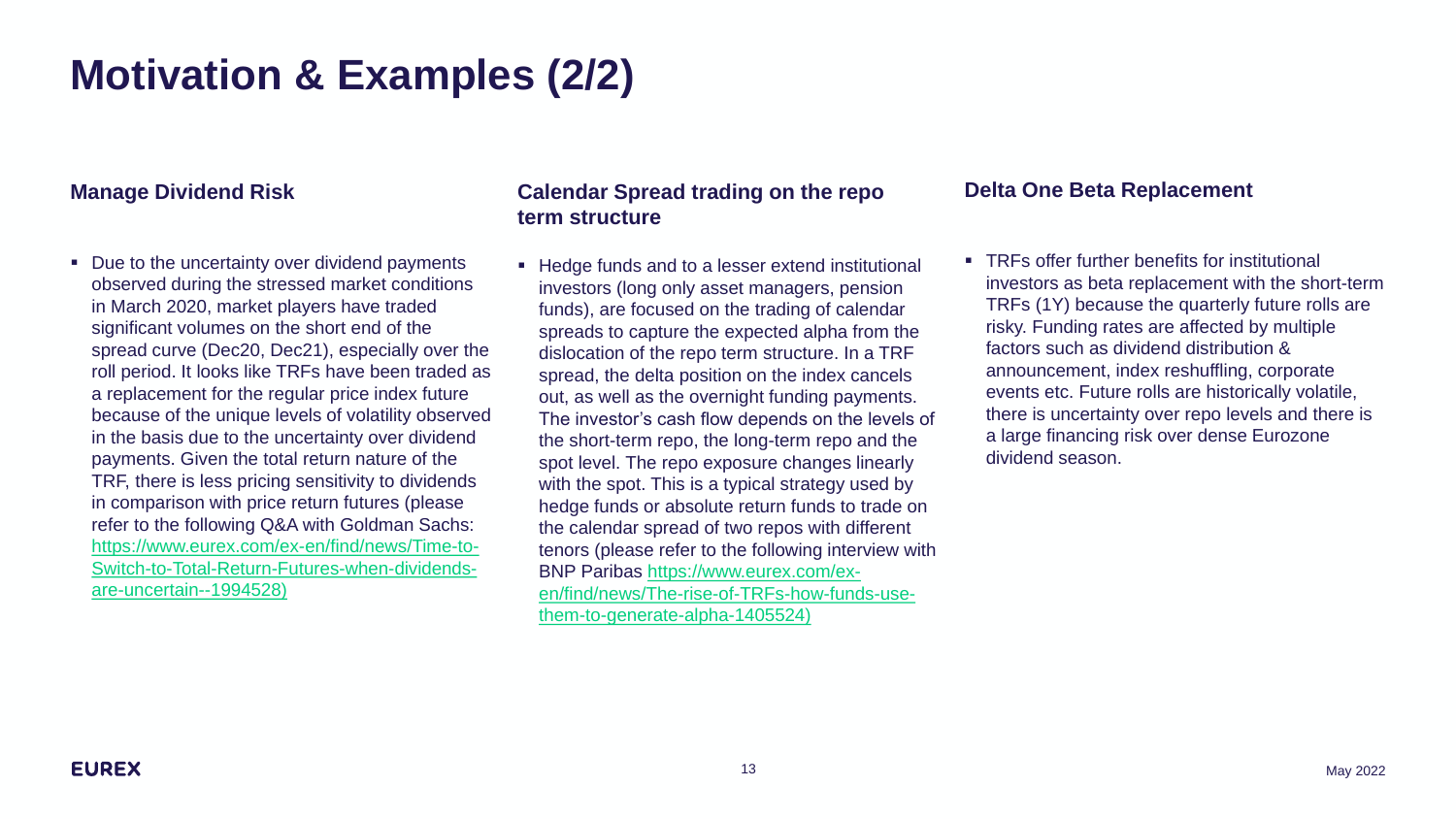# Motivation & Examples (2/2)

### Manage Dividend Risk

- Due to the uncertainty over dividend payments observed during the stressed market conditions in March 2020, market players have traded significant volumes on the short end of the spread curve (Dec20, Dec21), especially over the roll period. It looks like TRFs have been traded as a replacement for the regular price index future because of the unique levels of volatility observed in the basis due to the uncertainty over dividend payments. Given the total return nature of the TRF, there is less pricing sensitivity to dividends in comparison with price return futures (please refer to the following Q&A with Goldman Sachs: https://www.eurex.com/ex-en/find/news/Time-to-Switch-to-Total-Return-Futures-when-dividends-are-uncertain--1994528)

### Calendar Spread trading on the repo term structure

- Hedge funds and to a lesser extend institutional investors (long only asset managers, pension funds), are focused on the trading of calendar spreads to capture the expected alpha from the dislocation of the repo term structure. In a TRF spread, the delta position on the index cancels out, as well as the overnight funding payments. The investor's cash flow depends on the levels of the short-term repo, the long-term repo and the spot level. The repo exposure changes linearly with the spot. This is a typical strategy used by hedge funds or absolute return funds to trade on the calendar spread of two repos with different tenors (please refer to the following interview with BNP Paribas https://www.eurex.com/ex-en/find/news/The-rise-of-TRFs-how-funds-use-them-to-generate-alpha-1405524)

### Delta One Beta Replacement

- TRFs offer further benefits for institutional investors as beta replacement with the short-term TRFs (1Y) because the quarterly future rolls are risky. Funding rates are affected by multiple factors such as dividend distribution & announcement, index reshuffling, corporate events etc. Future rolls are historically volatile, there is uncertainty over repo levels and there is a large financing risk over dense Eurozone dividend season.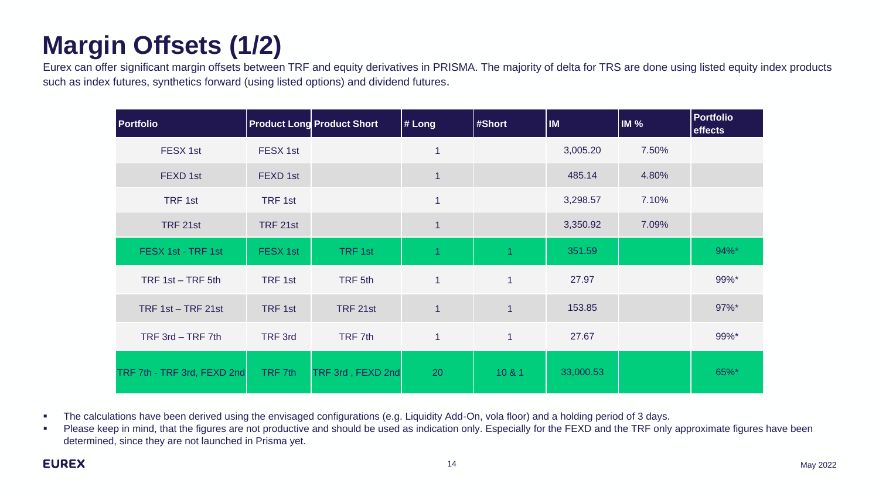# Margin Offsets (1/2)

Eurex can offer significant margin offsets between TRF and equity derivatives in PRISMA. The majority of delta for TRS are done using listed equity index products such as index futures, synthetics forward (using listed options) and dividend futures.

| Portfolio | Product Long | Product Short | # Long | #Short | IM | IM % | Portfolio effects |
|---|---|---|---|---|---|---|---|
| FESX 1st | FESX 1st | | 1 | | 3,005.20 | 7.50% | |
| FEXD 1st | FEXD 1st | | 1 | | 485.14 | 4.80% | |
| TRF 1st | TRF 1st | | 1 | | 3,298.57 | 7.10% | |
| TRF 21st | TRF 21st | | 1 | | 3,350.92 | 7.09% | |
| FESX 1st - TRF 1st | FESX 1st | TRF 1st | 1 | 1 | 351.59 | | 94%* |
| TRF 1st – TRF 5th | TRF 1st | TRF 5th | 1 | 1 | 27.97 | | 99%* |
| TRF 1st – TRF 21st | TRF 1st | TRF 21st | 1 | 1 | 153.85 | | 97%* |
| TRF 3rd – TRF 7th | TRF 3rd | TRF 7th | 1 | 1 | 27.67 | | 99%* |
| TRF 7th - TRF 3rd, FEXD 2nd | TRF 7th | TRF 3rd , FEXD 2nd | 20 | 10 & 1 | 33,000.53 | | 65%* |

- The calculations have been derived using the envisaged configurations (e.g. Liquidity Add-On, vola floor) and a holding period of 3 days.
- Please keep in mind, that the figures are not productive and should be used as indication only. Especially for the FEXD and the TRF only approximate figures have been determined, since they are not launched in Prisma yet.

May 2022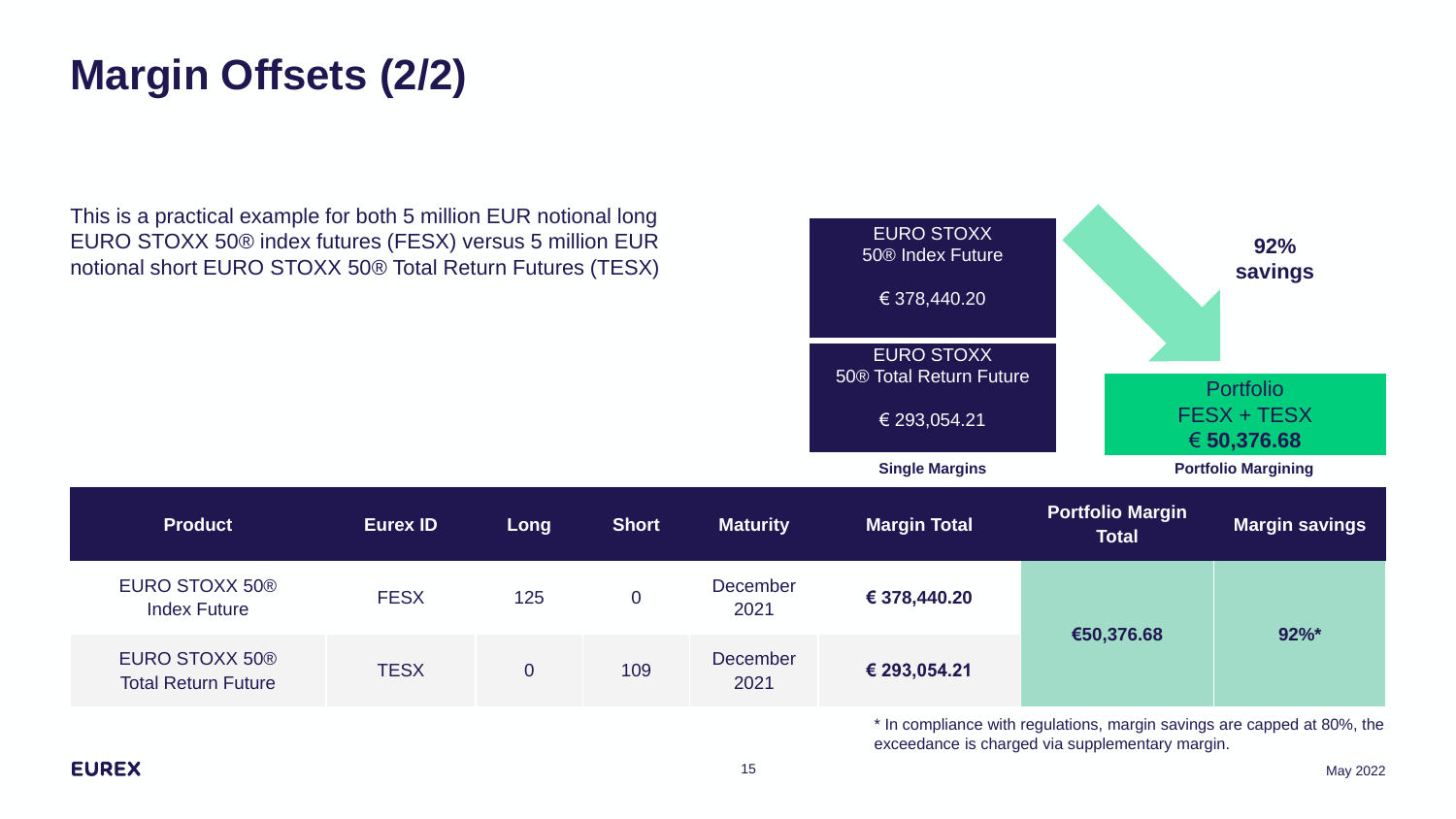# Margin Offsets (2/2)

This is a practical example for both 5 million EUR notional long EURO STOXX 50® index futures (FESX) versus 5 million EUR notional short EURO STOXX 50® Total Return Futures (TESX)

**Single Margins**

EURO STOXX 50® Index Future
€ 378,440.20

EURO STOXX 50® Total Return Future
€ 293,054.21

**92% savings**

**Portfolio Margining**

Portfolio
FESX + TESX
**€ 50,376.68**

| Product | Eurex ID | Long | Short | Maturity | Margin Total | Portfolio Margin Total | Margin savings |
|---|---|---|---|---|---|---|---|
| EURO STOXX 50® Index Future | FESX | 125 | 0 | December 2021 | **€ 378,440.20** | **€50,376.68** | **92%*** |
| EURO STOXX 50® Total Return Future | TESX | 0 | 109 | December 2021 | **€ 293,054.21** | | |

* In compliance with regulations, margin savings are capped at 80%, the exceedance is charged via supplementary margin.

May 2022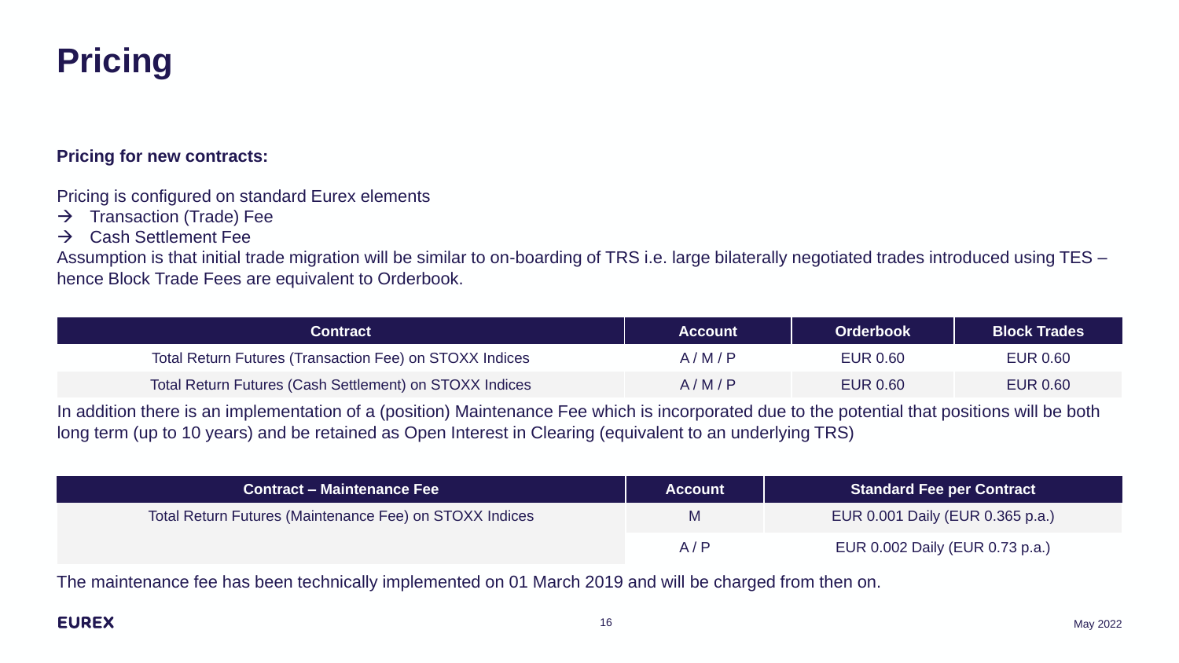# Pricing

**Pricing for new contracts:**

Pricing is configured on standard Eurex elements

→ Transaction (Trade) Fee

→ Cash Settlement Fee

Assumption is that initial trade migration will be similar to on-boarding of TRS i.e. large bilaterally negotiated trades introduced using TES – hence Block Trade Fees are equivalent to Orderbook.

| Contract | Account | Orderbook | Block Trades |
| --- | --- | --- | --- |
| Total Return Futures (Transaction Fee) on STOXX Indices | A / M / P | EUR 0.60 | EUR 0.60 |
| Total Return Futures (Cash Settlement) on STOXX Indices | A / M / P | EUR 0.60 | EUR 0.60 |

In addition there is an implementation of a (position) Maintenance Fee which is incorporated due to the potential that positions will be both long term (up to 10 years) and be retained as Open Interest in Clearing (equivalent to an underlying TRS)

| Contract – Maintenance Fee | Account | Standard Fee per Contract |
| --- | --- | --- |
| Total Return Futures (Maintenance Fee) on STOXX Indices | M | EUR 0.001 Daily (EUR 0.365 p.a.) |
| | A / P | EUR 0.002 Daily (EUR 0.73 p.a.) |

The maintenance fee has been technically implemented on 01 March 2019 and will be charged from then on.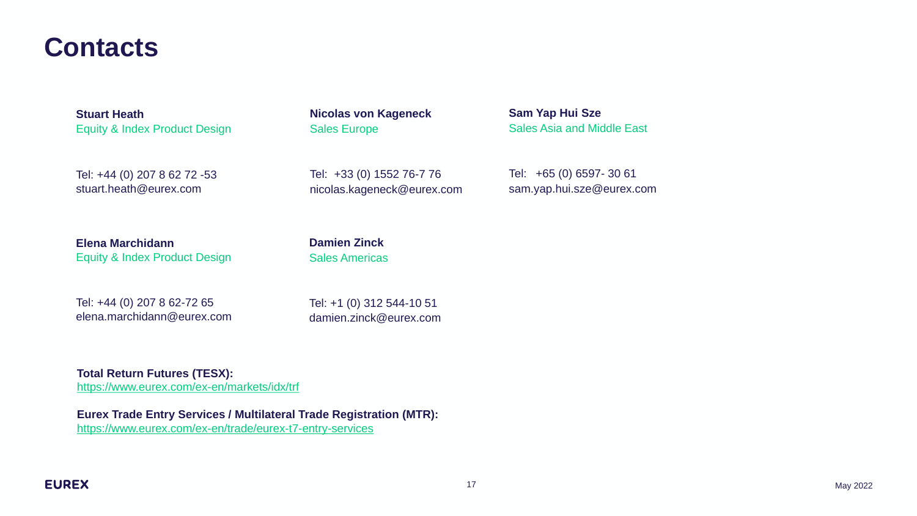# Contacts

**Stuart Heath**
Equity & Index Product Design

Tel: +44 (0) 207 8 62 72 -53
stuart.heath@eurex.com

**Nicolas von Kageneck**
Sales Europe

Tel: +33 (0) 1552 76-7 76
nicolas.kageneck@eurex.com

**Sam Yap Hui Sze**
Sales Asia and Middle East

Tel: +65 (0) 6597- 30 61
sam.yap.hui.sze@eurex.com

**Elena Marchidann**
Equity & Index Product Design

Tel: +44 (0) 207 8 62-72 65
elena.marchidann@eurex.com

**Damien Zinck**
Sales Americas

Tel: +1 (0) 312 544-10 51
damien.zinck@eurex.com

**Total Return Futures (TESX):**
https://www.eurex.com/ex-en/markets/idx/trf

**Eurex Trade Entry Services / Multilateral Trade Registration (MTR):**
https://www.eurex.com/ex-en/trade/eurex-t7-entry-services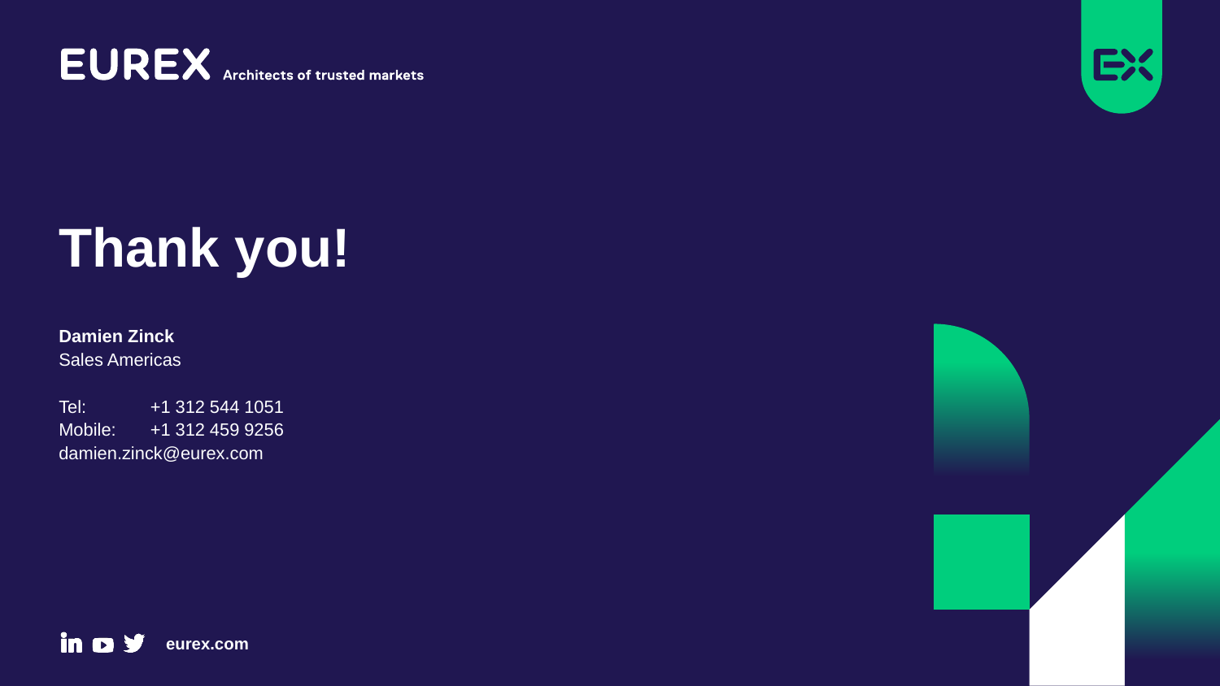EUREX Architects of trusted markets

# Thank you!

**Damien Zinck**
Sales Americas

Tel: +1 312 544 1051
Mobile: +1 312 459 9256
damien.zinck@eurex.com

**eurex.com**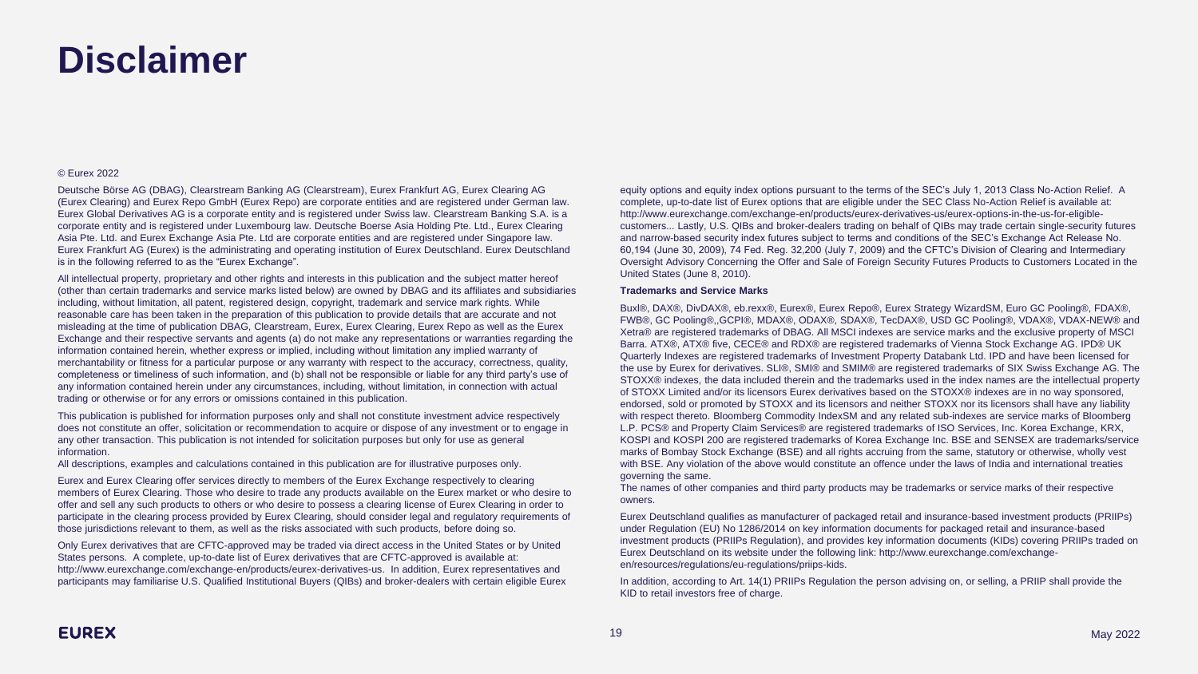# Disclaimer

© Eurex 2022

Deutsche Börse AG (DBAG), Clearstream Banking AG (Clearstream), Eurex Frankfurt AG, Eurex Clearing AG (Eurex Clearing) and Eurex Repo GmbH (Eurex Repo) are corporate entities and are registered under German law. Eurex Global Derivatives AG is a corporate entity and is registered under Swiss law. Clearstream Banking S.A. is a corporate entity and is registered under Luxembourg law. Deutsche Boerse Asia Holding Pte. Ltd., Eurex Clearing Asia Pte. Ltd. and Eurex Exchange Asia Pte. Ltd are corporate entities and are registered under Singapore law. Eurex Frankfurt AG (Eurex) is the administrating and operating institution of Eurex Deutschland. Eurex Deutschland is in the following referred to as the “Eurex Exchange”.

All intellectual property, proprietary and other rights and interests in this publication and the subject matter hereof (other than certain trademarks and service marks listed below) are owned by DBAG and its affiliates and subsidiaries including, without limitation, all patent, registered design, copyright, trademark and service mark rights. While reasonable care has been taken in the preparation of this publication to provide details that are accurate and not misleading at the time of publication DBAG, Clearstream, Eurex, Eurex Clearing, Eurex Repo as well as the Eurex Exchange and their respective servants and agents (a) do not make any representations or warranties regarding the information contained herein, whether express or implied, including without limitation any implied warranty of merchantability or fitness for a particular purpose or any warranty with respect to the accuracy, correctness, quality, completeness or timeliness of such information, and (b) shall not be responsible or liable for any third party’s use of any information contained herein under any circumstances, including, without limitation, in connection with actual trading or otherwise or for any errors or omissions contained in this publication.

This publication is published for information purposes only and shall not constitute investment advice respectively does not constitute an offer, solicitation or recommendation to acquire or dispose of any investment or to engage in any other transaction. This publication is not intended for solicitation purposes but only for use as general information.
All descriptions, examples and calculations contained in this publication are for illustrative purposes only.

Eurex and Eurex Clearing offer services directly to members of the Eurex Exchange respectively to clearing members of Eurex Clearing. Those who desire to trade any products available on the Eurex market or who desire to offer and sell any such products to others or who desire to possess a clearing license of Eurex Clearing in order to participate in the clearing process provided by Eurex Clearing, should consider legal and regulatory requirements of those jurisdictions relevant to them, as well as the risks associated with such products, before doing so.

Only Eurex derivatives that are CFTC-approved may be traded via direct access in the United States or by United States persons. A complete, up-to-date list of Eurex derivatives that are CFTC-approved is available at: http://www.eurexchange.com/exchange-en/products/eurex-derivatives-us. In addition, Eurex representatives and participants may familiarise U.S. Qualified Institutional Buyers (QIBs) and broker-dealers with certain eligible Eurex equity options and equity index options pursuant to the terms of the SEC’s July 1, 2013 Class No-Action Relief. A complete, up-to-date list of Eurex options that are eligible under the SEC Class No-Action Relief is available at: http://www.eurexchange.com/exchange-en/products/eurex-derivatives-us/eurex-options-in-the-us-for-eligible-customers... Lastly, U.S. QIBs and broker-dealers trading on behalf of QIBs may trade certain single-security futures and narrow-based security index futures subject to terms and conditions of the SEC’s Exchange Act Release No. 60,194 (June 30, 2009), 74 Fed. Reg. 32,200 (July 7, 2009) and the CFTC’s Division of Clearing and Intermediary Oversight Advisory Concerning the Offer and Sale of Foreign Security Futures Products to Customers Located in the United States (June 8, 2010).

**Trademarks and Service Marks**

Buxl®, DAX®, DivDAX®, eb.rexx®, Eurex®, Eurex Repo®, Eurex Strategy WizardSM, Euro GC Pooling®, FDAX®, FWB®, GC Pooling®,,GCPI®, MDAX®, ODAX®, SDAX®, TecDAX®, USD GC Pooling®, VDAX®, VDAX-NEW® and Xetra® are registered trademarks of DBAG. All MSCI indexes are service marks and the exclusive property of MSCI Barra. ATX®, ATX® five, CECE® and RDX® are registered trademarks of Vienna Stock Exchange AG. IPD® UK Quarterly Indexes are registered trademarks of Investment Property Databank Ltd. IPD and have been licensed for the use by Eurex for derivatives. SLI®, SMI® and SMIM® are registered trademarks of SIX Swiss Exchange AG. The STOXX® indexes, the data included therein and the trademarks used in the index names are the intellectual property of STOXX Limited and/or its licensors Eurex derivatives based on the STOXX® indexes are in no way sponsored, endorsed, sold or promoted by STOXX and its licensors and neither STOXX nor its licensors shall have any liability with respect thereto. Bloomberg Commodity IndexSM and any related sub-indexes are service marks of Bloomberg L.P. PCS® and Property Claim Services® are registered trademarks of ISO Services, Inc. Korea Exchange, KRX, KOSPI and KOSPI 200 are registered trademarks of Korea Exchange Inc. BSE and SENSEX are trademarks/service marks of Bombay Stock Exchange (BSE) and all rights accruing from the same, statutory or otherwise, wholly vest with BSE. Any violation of the above would constitute an offence under the laws of India and international treaties governing the same.
The names of other companies and third party products may be trademarks or service marks of their respective owners.

Eurex Deutschland qualifies as manufacturer of packaged retail and insurance-based investment products (PRIIPs) under Regulation (EU) No 1286/2014 on key information documents for packaged retail and insurance-based investment products (PRIIPs Regulation), and provides key information documents (KIDs) covering PRIIPs traded on Eurex Deutschland on its website under the following link: http://www.eurexchange.com/exchange-en/resources/regulations/eu-regulations/priips-kids.

In addition, according to Art. 14(1) PRIIPs Regulation the person advising on, or selling, a PRIIP shall provide the KID to retail investors free of charge.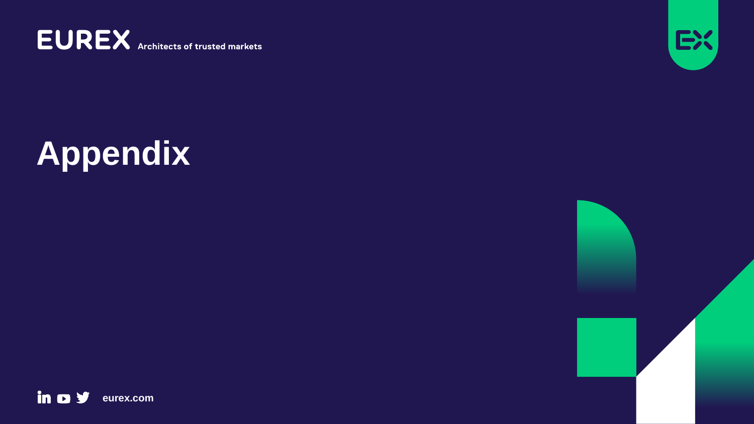# Appendix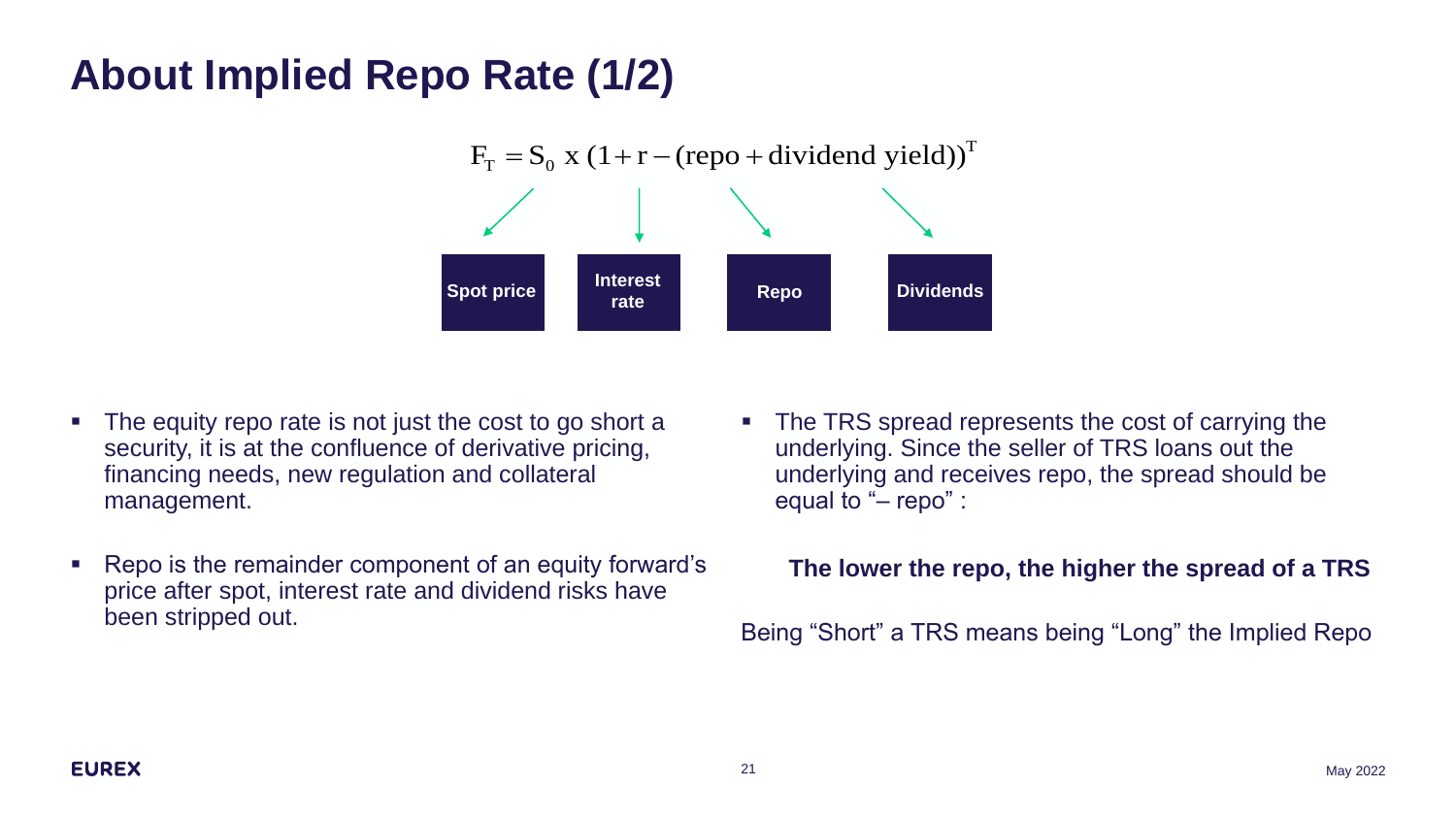# About Implied Repo Rate (1/2)

$$F_T = S_0 \text{ x } (1 + r - (\text{repo} + \text{dividend yield}))^T$$

Spot price | Interest rate | Repo | Dividends

- The equity repo rate is not just the cost to go short a security, it is at the confluence of derivative pricing, financing needs, new regulation and collateral management.
- Repo is the remainder component of an equity forward's price after spot, interest rate and dividend risks have been stripped out.

- The TRS spread represents the cost of carrying the underlying. Since the seller of TRS loans out the underlying and receives repo, the spread should be equal to "– repo" :

**The lower the repo, the higher the spread of a TRS**

Being "Short" a TRS means being "Long" the Implied Repo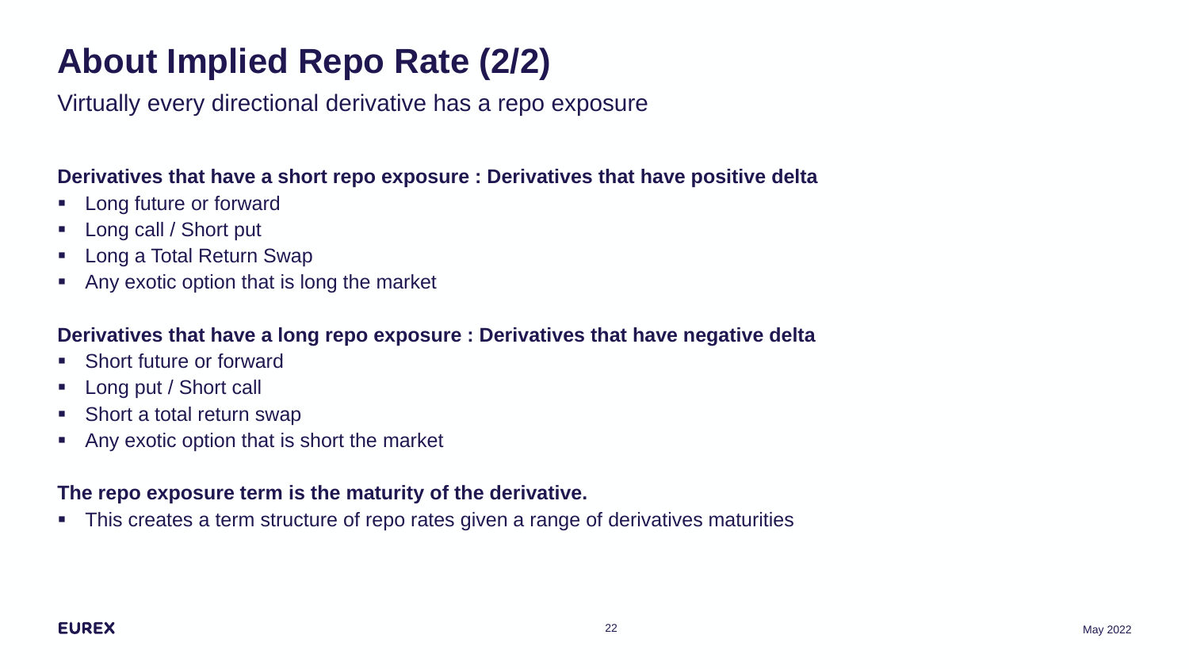# About Implied Repo Rate (2/2)

Virtually every directional derivative has a repo exposure

**Derivatives that have a short repo exposure : Derivatives that have positive delta**

- Long future or forward
- Long call / Short put
- Long a Total Return Swap
- Any exotic option that is long the market

**Derivatives that have a long repo exposure : Derivatives that have negative delta**

- Short future or forward
- Long put / Short call
- Short a total return swap
- Any exotic option that is short the market

**The repo exposure term is the maturity of the derivative.**

- This creates a term structure of repo rates given a range of derivatives maturities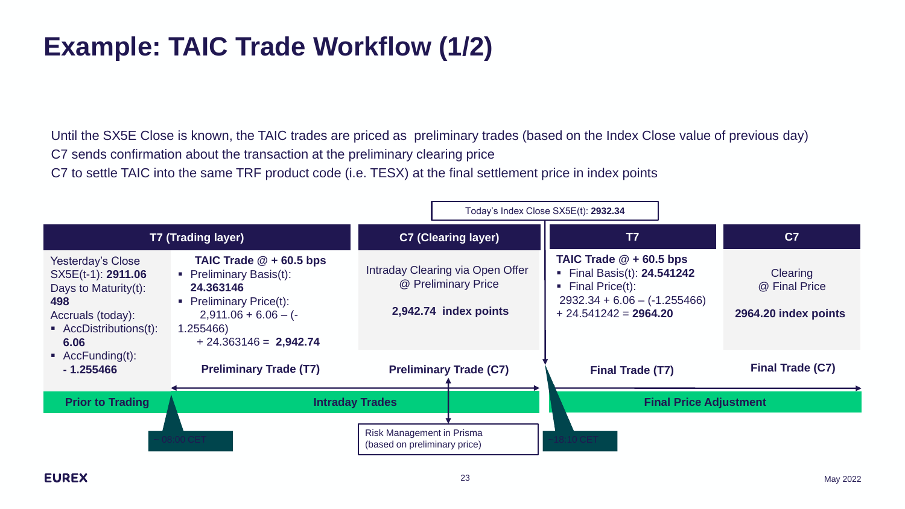# Example: TAIC Trade Workflow (1/2)

Until the SX5E Close is known, the TAIC trades are priced as preliminary trades (based on the Index Close value of previous day)
C7 sends confirmation about the transaction at the preliminary clearing price
C7 to settle TAIC into the same TRF product code (i.e. TESX) at the final settlement price in index points

Today's Index Close SX5E(t): **2932.34**

| T7 (Trading layer) | | C7 (Clearing layer) | T7 | C7 |
|---|---|---|---|---|
| Yesterday's Close SX5E(t-1): **2911.06**<br>Days to Maturity(t): **498**<br>Accruals (today):<br>▪ AccDistributions(t): **6.06**<br>▪ AccFunding(t): **- 1.255466** | **TAIC Trade @ + 60.5 bps**<br>▪ Preliminary Basis(t): **24.363146**<br>▪ Preliminary Price(t): 2,911.06 + 6.06 – (-1.255466) + 24.363146 = **2,942.74** | Intraday Clearing via Open Offer @ Preliminary Price<br><br>**2,942.74 index points** | **TAIC Trade @ + 60.5 bps**<br>▪ Final Basis(t): **24.541242**<br>▪ Final Price(t): 2932.34 + 6.06 – (-1.255466) + 24.541242 = **2964.20** | Clearing @ Final Price<br><br>**2964.20 index points** |
| | **Preliminary Trade (T7)** | **Preliminary Trade (C7)** | **Final Trade (T7)** | **Final Trade (C7)** |
| **Prior to Trading** | **Intraday Trades** | | **Final Price Adjustment** | |

~ 08:00 CET

Risk Management in Prisma (based on preliminary price)

~18:10 CET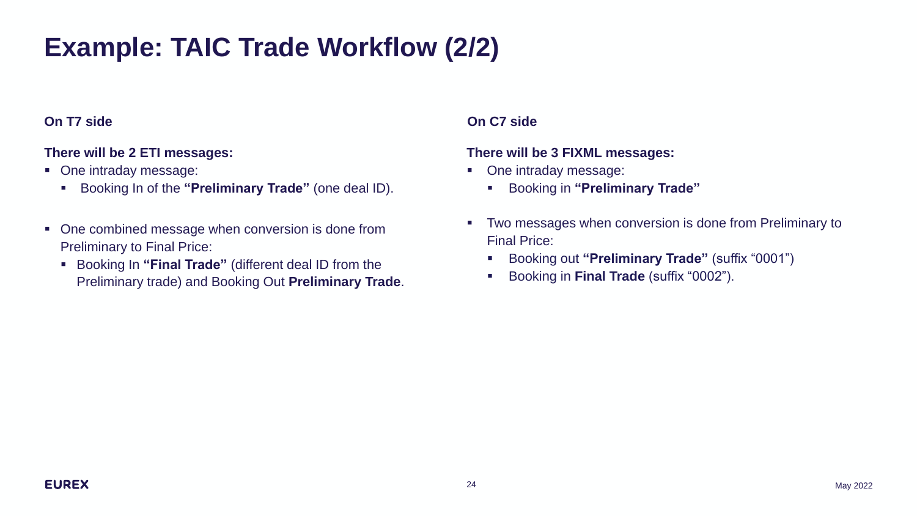# Example: TAIC Trade Workflow (2/2)

**On T7 side**

**There will be 2 ETI messages:**

- One intraday message:
  - Booking In of the **"Preliminary Trade"** (one deal ID).
- One combined message when conversion is done from Preliminary to Final Price:
  - Booking In **"Final Trade"** (different deal ID from the Preliminary trade) and Booking Out **Preliminary Trade**.

**On C7 side**

**There will be 3 FIXML messages:**

- One intraday message:
  - Booking in **"Preliminary Trade"**
- Two messages when conversion is done from Preliminary to Final Price:
  - Booking out **"Preliminary Trade"** (suffix "0001")
  - Booking in **Final Trade** (suffix "0002").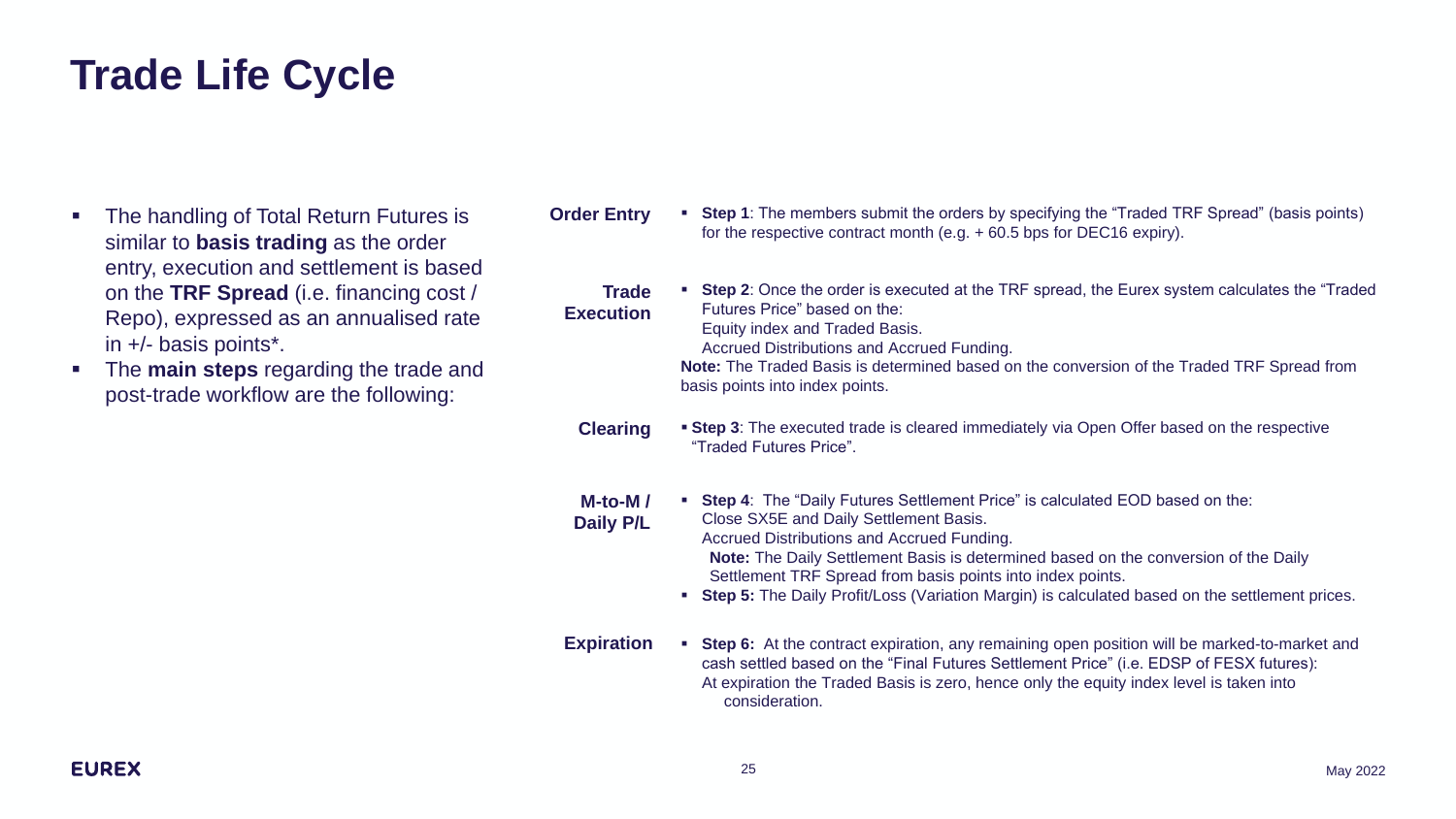# Trade Life Cycle

- The handling of Total Return Futures is similar to **basis trading** as the order entry, execution and settlement is based on the **TRF Spread** (i.e. financing cost / Repo), expressed as an annualised rate in +/- basis points*.
- The **main steps** regarding the trade and post-trade workflow are the following:

**Order Entry**

- **Step 1**: The members submit the orders by specifying the "Traded TRF Spread" (basis points) for the respective contract month (e.g. + 60.5 bps for DEC16 expiry).

**Trade Execution**

- **Step 2**: Once the order is executed at the TRF spread, the Eurex system calculates the "Traded Futures Price" based on the:
  Equity index and Traded Basis.
  Accrued Distributions and Accrued Funding.

**Note:** The Traded Basis is determined based on the conversion of the Traded TRF Spread from basis points into index points.

**Clearing**

- **Step 3**: The executed trade is cleared immediately via Open Offer based on the respective "Traded Futures Price".

**M-to-M / Daily P/L**

- **Step 4**: The "Daily Futures Settlement Price" is calculated EOD based on the:
  Close SX5E and Daily Settlement Basis.
  Accrued Distributions and Accrued Funding.
  **Note:** The Daily Settlement Basis is determined based on the conversion of the Daily Settlement TRF Spread from basis points into index points.
- **Step 5:** The Daily Profit/Loss (Variation Margin) is calculated based on the settlement prices.

**Expiration**

- **Step 6:** At the contract expiration, any remaining open position will be marked-to-market and cash settled based on the "Final Futures Settlement Price" (i.e. EDSP of FESX futures):
  At expiration the Traded Basis is zero, hence only the equity index level is taken into consideration.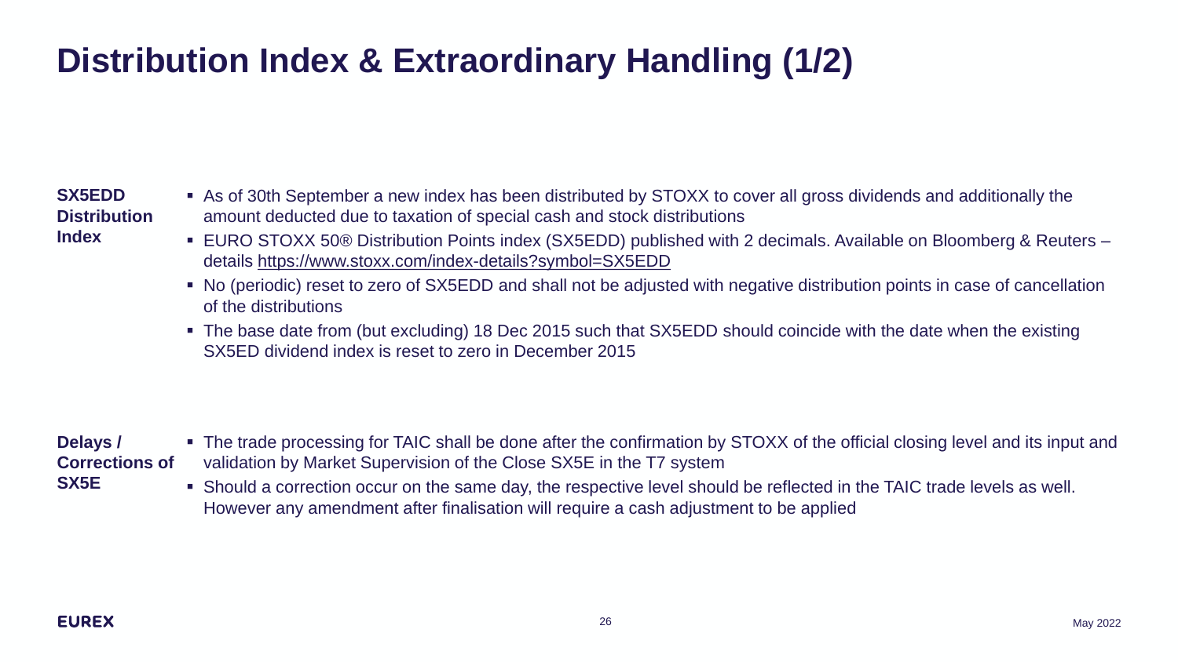# Distribution Index & Extraordinary Handling (1/2)

**SX5EDD Distribution Index**

- As of 30th September a new index has been distributed by STOXX to cover all gross dividends and additionally the amount deducted due to taxation of special cash and stock distributions
- EURO STOXX 50® Distribution Points index (SX5EDD) published with 2 decimals. Available on Bloomberg & Reuters – details https://www.stoxx.com/index-details?symbol=SX5EDD
- No (periodic) reset to zero of SX5EDD and shall not be adjusted with negative distribution points in case of cancellation of the distributions
- The base date from (but excluding) 18 Dec 2015 such that SX5EDD should coincide with the date when the existing SX5ED dividend index is reset to zero in December 2015

**Delays / Corrections of SX5E**

- The trade processing for TAIC shall be done after the confirmation by STOXX of the official closing level and its input and validation by Market Supervision of the Close SX5E in the T7 system
- Should a correction occur on the same day, the respective level should be reflected in the TAIC trade levels as well. However any amendment after finalisation will require a cash adjustment to be applied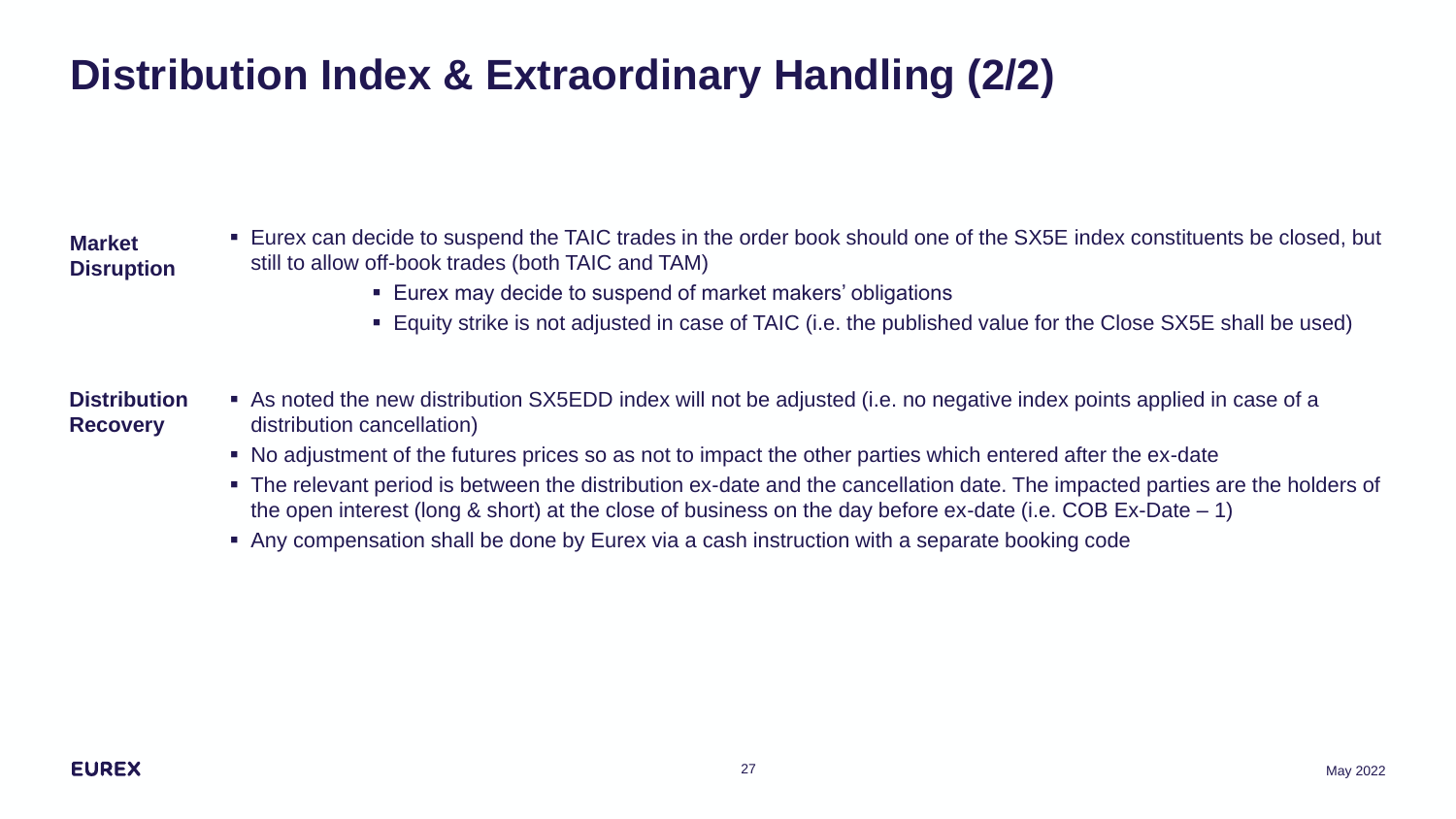# Distribution Index & Extraordinary Handling (2/2)

**Market Disruption**

- Eurex can decide to suspend the TAIC trades in the order book should one of the SX5E index constituents be closed, but still to allow off-book trades (both TAIC and TAM)
  - Eurex may decide to suspend of market makers' obligations
  - Equity strike is not adjusted in case of TAIC (i.e. the published value for the Close SX5E shall be used)

**Distribution Recovery**

- As noted the new distribution SX5EDD index will not be adjusted (i.e. no negative index points applied in case of a distribution cancellation)
- No adjustment of the futures prices so as not to impact the other parties which entered after the ex-date
- The relevant period is between the distribution ex-date and the cancellation date. The impacted parties are the holders of the open interest (long & short) at the close of business on the day before ex-date (i.e. COB Ex-Date – 1)
- Any compensation shall be done by Eurex via a cash instruction with a separate booking code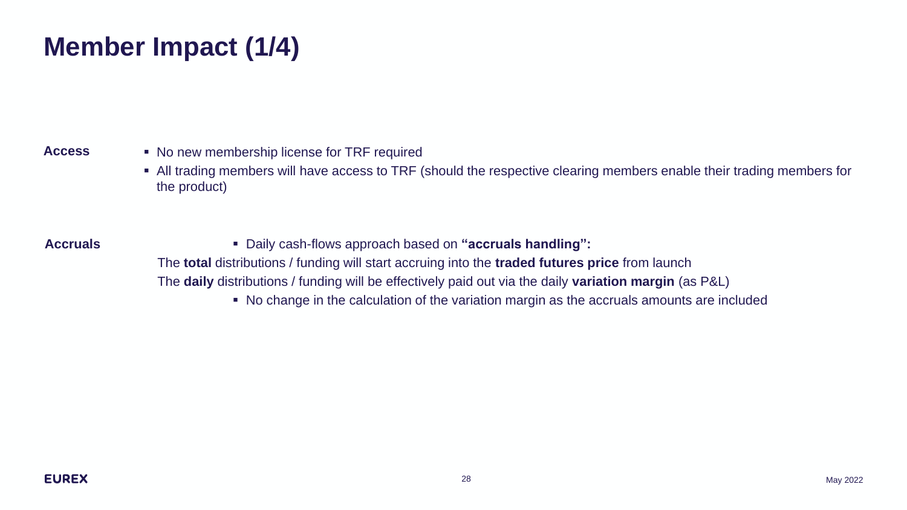# Member Impact (1/4)

**Access**

- No new membership license for TRF required
- All trading members will have access to TRF (should the respective clearing members enable their trading members for the product)

**Accruals**

- Daily cash-flows approach based on **"accruals handling":**

The **total** distributions / funding will start accruing into the **traded futures price** from launch

The **daily** distributions / funding will be effectively paid out via the daily **variation margin** (as P&L)

- No change in the calculation of the variation margin as the accruals amounts are included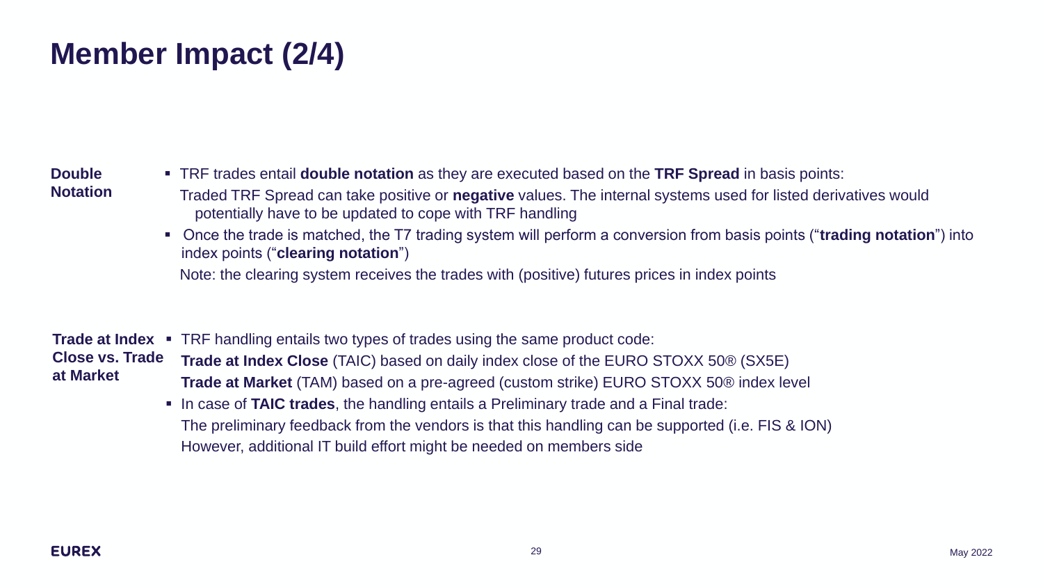# Member Impact (2/4)

**Double Notation**

- TRF trades entail **double notation** as they are executed based on the **TRF Spread** in basis points:
  Traded TRF Spread can take positive or **negative** values. The internal systems used for listed derivatives would potentially have to be updated to cope with TRF handling
- Once the trade is matched, the T7 trading system will perform a conversion from basis points ("**trading notation**") into index points ("**clearing notation**")
  Note: the clearing system receives the trades with (positive) futures prices in index points

**Trade at Index Close vs. Trade at Market**

- TRF handling entails two types of trades using the same product code:
  **Trade at Index Close** (TAIC) based on daily index close of the EURO STOXX 50® (SX5E)
  **Trade at Market** (TAM) based on a pre-agreed (custom strike) EURO STOXX 50® index level
- In case of **TAIC trades**, the handling entails a Preliminary trade and a Final trade:
  The preliminary feedback from the vendors is that this handling can be supported (i.e. FIS & ION)
  However, additional IT build effort might be needed on members side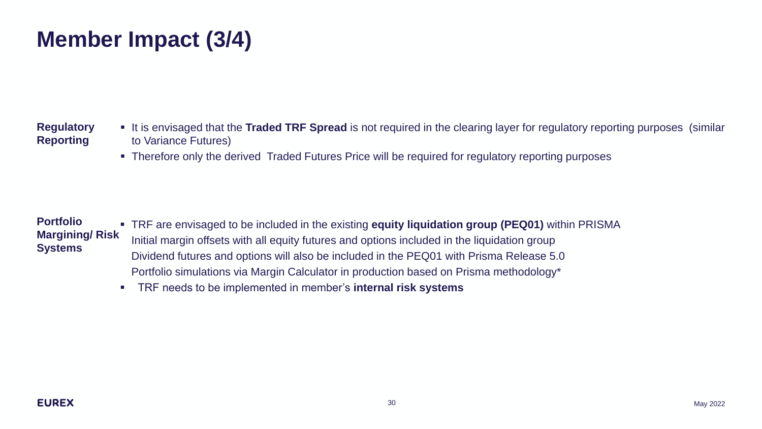# Member Impact (3/4)

**Regulatory Reporting**

- It is envisaged that the **Traded TRF Spread** is not required in the clearing layer for regulatory reporting purposes (similar to Variance Futures)
- Therefore only the derived Traded Futures Price will be required for regulatory reporting purposes

**Portfolio Margining/ Risk Systems**

- TRF are envisaged to be included in the existing **equity liquidation group (PEQ01)** within PRISMA
  Initial margin offsets with all equity futures and options included in the liquidation group
  Dividend futures and options will also be included in the PEQ01 with Prisma Release 5.0
  Portfolio simulations via Margin Calculator in production based on Prisma methodology*
- TRF needs to be implemented in member's **internal risk systems**

EUREX

May 2022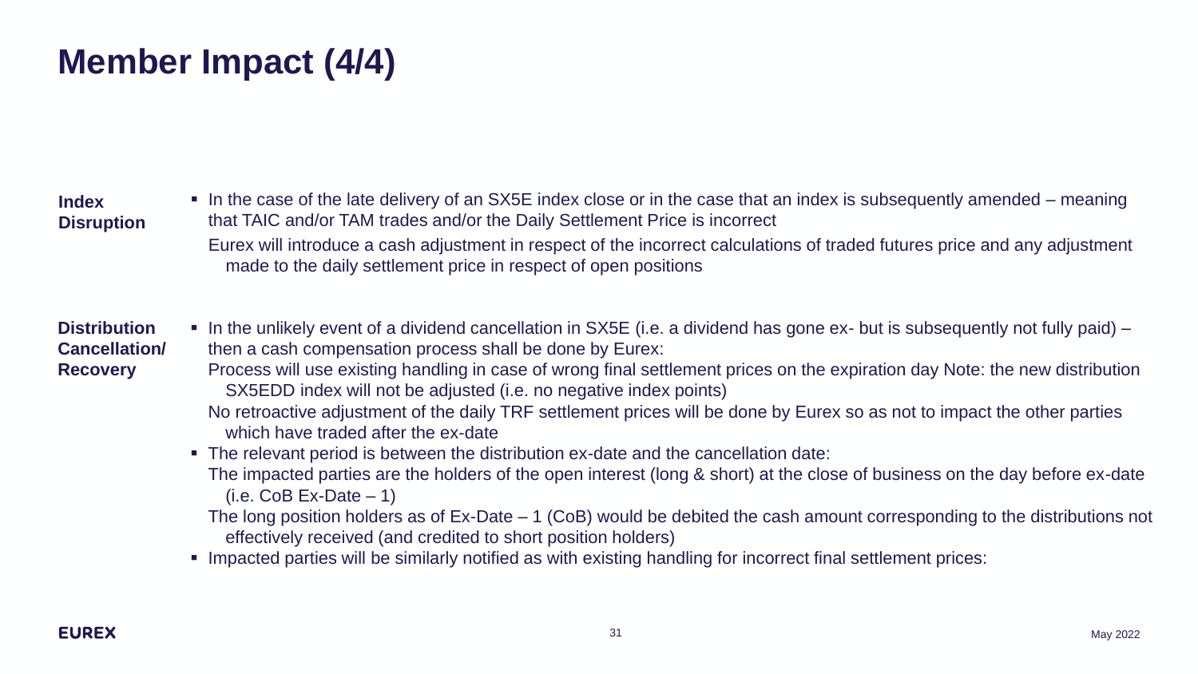# Member Impact (4/4)

**Index Disruption**

- In the case of the late delivery of an SX5E index close or in the case that an index is subsequently amended – meaning that TAIC and/or TAM trades and/or the Daily Settlement Price is incorrect
  - Eurex will introduce a cash adjustment in respect of the incorrect calculations of traded futures price and any adjustment made to the daily settlement price in respect of open positions

**Distribution Cancellation/ Recovery**

- In the unlikely event of a dividend cancellation in SX5E (i.e. a dividend has gone ex- but is subsequently not fully paid) – then a cash compensation process shall be done by Eurex:
  - Process will use existing handling in case of wrong final settlement prices on the expiration day Note: the new distribution SX5EDD index will not be adjusted (i.e. no negative index points)
  - No retroactive adjustment of the daily TRF settlement prices will be done by Eurex so as not to impact the other parties which have traded after the ex-date
- The relevant period is between the distribution ex-date and the cancellation date:
  - The impacted parties are the holders of the open interest (long & short) at the close of business on the day before ex-date (i.e. CoB Ex-Date – 1)
  - The long position holders as of Ex-Date – 1 (CoB) would be debited the cash amount corresponding to the distributions not effectively received (and credited to short position holders)
- Impacted parties will be similarly notified as with existing handling for incorrect final settlement prices: